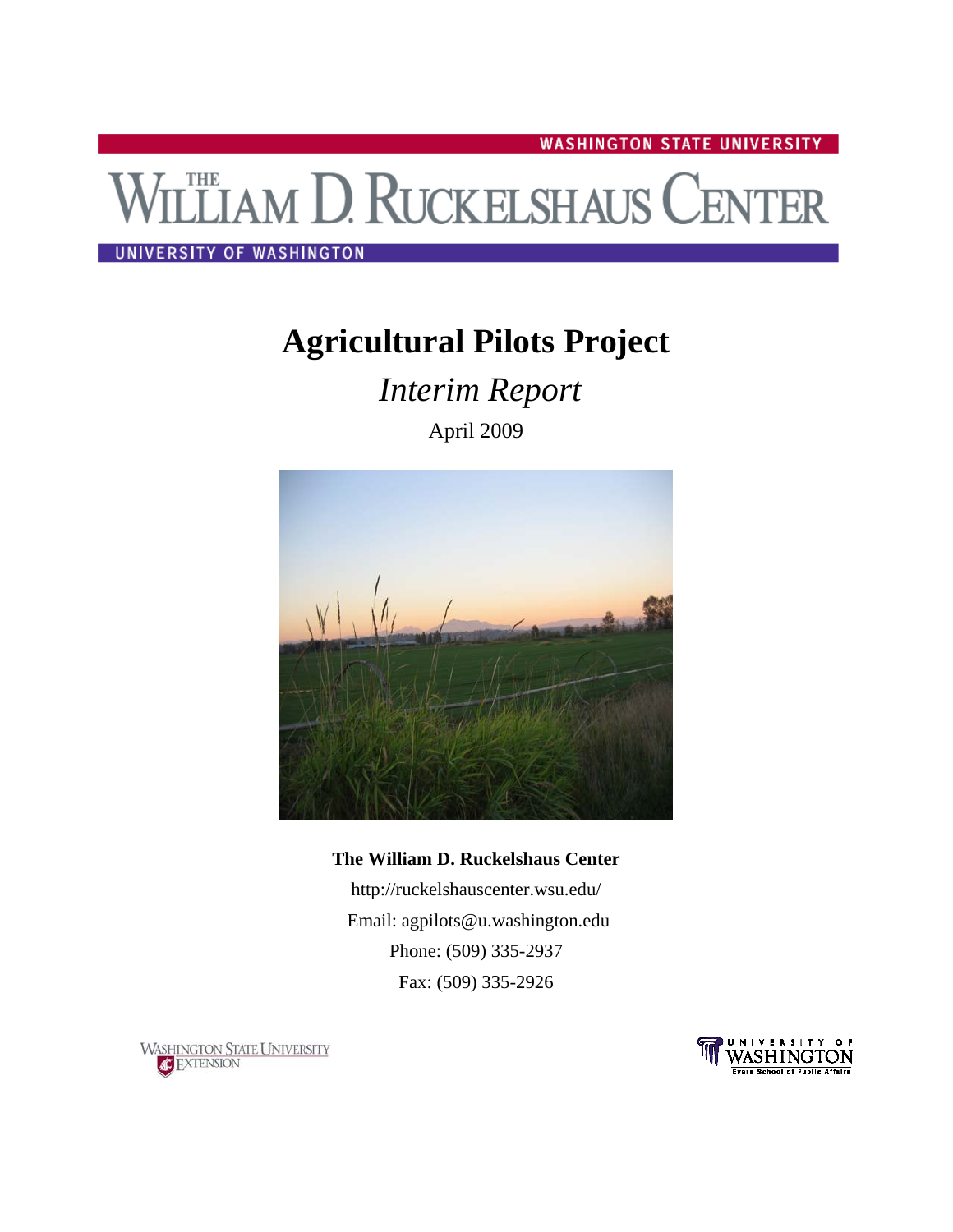WASHINGTON STATE UNIVERSITY

THE WILLIAM D. RUCKELSHAUS CENTER

UNIVERSITY OF WASHINGTON

# Agricultural Pilots Project

## *Interim Report*

April 2009

**The William D. Ruckelshaus Center**

http://ruckelshauscenter.wsu.edu/

Email: agpilots@u.washington.edu

Phone: (509) 335-2937

Fax: (509) 335-2926

Washington State University Extension

University of Washington Evans School of Public Affairs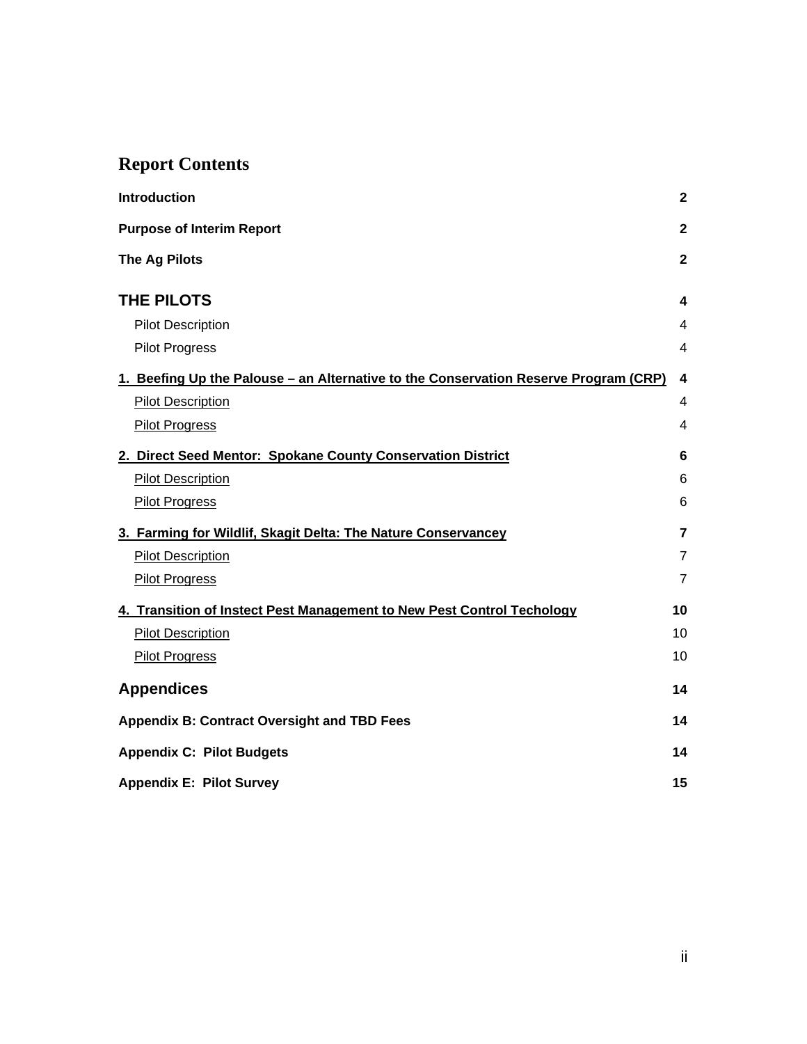# Report Contents

| | |
|---|---|
| **Introduction** | **2** |
| **Purpose of Interim Report** | **2** |
| **The Ag Pilots** | **2** |
| **THE PILOTS** | **4** |
| Pilot Description | 4 |
| Pilot Progress | 4 |
| **1. Beefing Up the Palouse – an Alternative to the Conservation Reserve Program (CRP)** | **4** |
| Pilot Description | 4 |
| Pilot Progress | 4 |
| **2. Direct Seed Mentor: Spokane County Conservation District** | **6** |
| Pilot Description | 6 |
| Pilot Progress | 6 |
| **3. Farming for Wildlif, Skagit Delta: The Nature Conservancey** | **7** |
| Pilot Description | 7 |
| Pilot Progress | 7 |
| **4. Transition of Instect Pest Management to New Pest Control Techology** | **10** |
| Pilot Description | 10 |
| Pilot Progress | 10 |
| **Appendices** | **14** |
| **Appendix B: Contract Oversight and TBD Fees** | **14** |
| **Appendix C: Pilot Budgets** | **14** |
| **Appendix E: Pilot Survey** | **15** |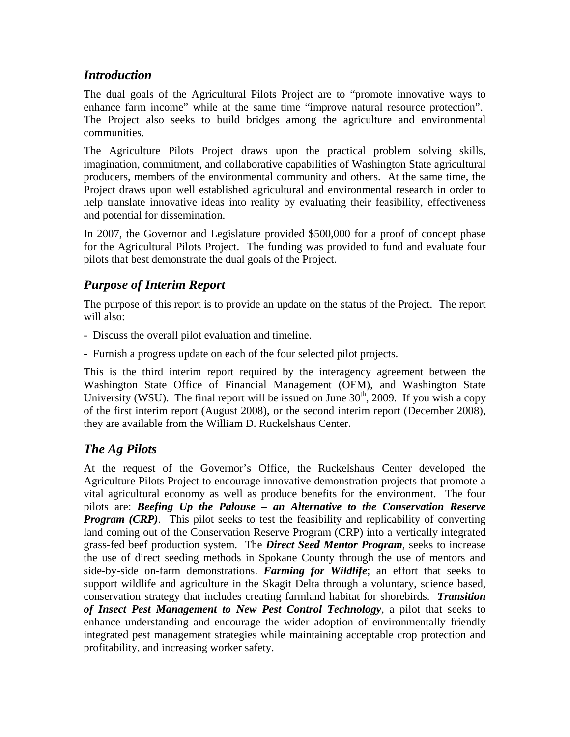## *Introduction*

The dual goals of the Agricultural Pilots Project are to "promote innovative ways to enhance farm income" while at the same time "improve natural resource protection".[1] The Project also seeks to build bridges among the agriculture and environmental communities.

The Agriculture Pilots Project draws upon the practical problem solving skills, imagination, commitment, and collaborative capabilities of Washington State agricultural producers, members of the environmental community and others. At the same time, the Project draws upon well established agricultural and environmental research in order to help translate innovative ideas into reality by evaluating their feasibility, effectiveness and potential for dissemination.

In 2007, the Governor and Legislature provided $500,000 for a proof of concept phase for the Agricultural Pilots Project. The funding was provided to fund and evaluate four pilots that best demonstrate the dual goals of the Project.

## *Purpose of Interim Report*

The purpose of this report is to provide an update on the status of the Project. The report will also:

- Discuss the overall pilot evaluation and timeline.
- Furnish a progress update on each of the four selected pilot projects.

This is the third interim report required by the interagency agreement between the Washington State Office of Financial Management (OFM), and Washington State University (WSU). The final report will be issued on June 30th, 2009. If you wish a copy of the first interim report (August 2008), or the second interim report (December 2008), they are available from the William D. Ruckelshaus Center.

## *The Ag Pilots*

At the request of the Governor's Office, the Ruckelshaus Center developed the Agriculture Pilots Project to encourage innovative demonstration projects that promote a vital agricultural economy as well as produce benefits for the environment. The four pilots are: ***Beefing Up the Palouse – an Alternative to the Conservation Reserve Program (CRP)***. This pilot seeks to test the feasibility and replicability of converting land coming out of the Conservation Reserve Program (CRP) into a vertically integrated grass-fed beef production system. The ***Direct Seed Mentor Program***, seeks to increase the use of direct seeding methods in Spokane County through the use of mentors and side-by-side on-farm demonstrations. ***Farming for Wildlife***; an effort that seeks to support wildlife and agriculture in the Skagit Delta through a voluntary, science based, conservation strategy that includes creating farmland habitat for shorebirds. ***Transition of Insect Pest Management to New Pest Control Technology***, a pilot that seeks to enhance understanding and encourage the wider adoption of environmentally friendly integrated pest management strategies while maintaining acceptable crop protection and profitability, and increasing worker safety.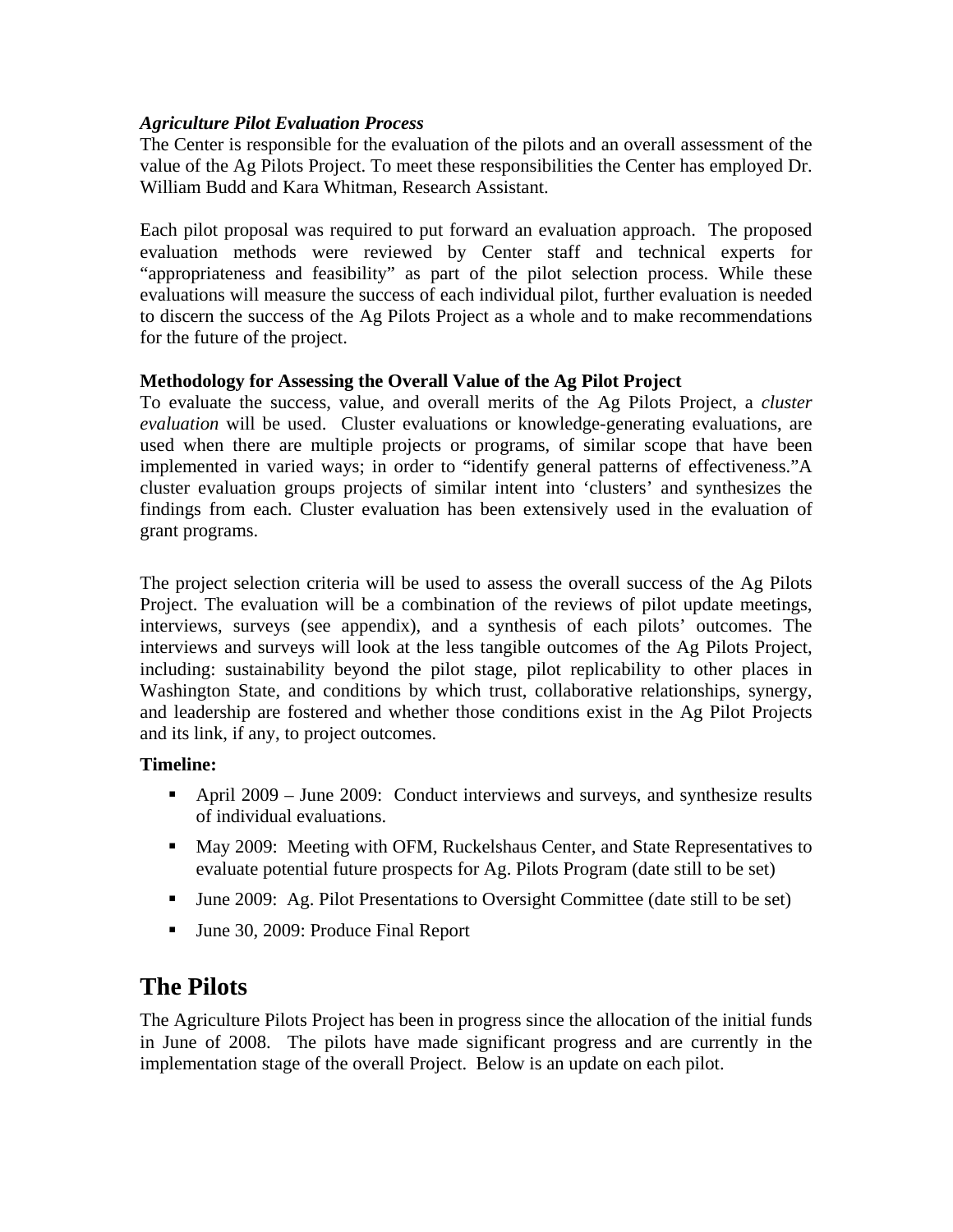***Agriculture Pilot Evaluation Process***

The Center is responsible for the evaluation of the pilots and an overall assessment of the value of the Ag Pilots Project. To meet these responsibilities the Center has employed Dr. William Budd and Kara Whitman, Research Assistant.

Each pilot proposal was required to put forward an evaluation approach. The proposed evaluation methods were reviewed by Center staff and technical experts for "appropriateness and feasibility" as part of the pilot selection process. While these evaluations will measure the success of each individual pilot, further evaluation is needed to discern the success of the Ag Pilots Project as a whole and to make recommendations for the future of the project.

**Methodology for Assessing the Overall Value of the Ag Pilot Project**

To evaluate the success, value, and overall merits of the Ag Pilots Project, a *cluster evaluation* will be used. Cluster evaluations or knowledge-generating evaluations, are used when there are multiple projects or programs, of similar scope that have been implemented in varied ways; in order to "identify general patterns of effectiveness."A cluster evaluation groups projects of similar intent into 'clusters' and synthesizes the findings from each. Cluster evaluation has been extensively used in the evaluation of grant programs.

The project selection criteria will be used to assess the overall success of the Ag Pilots Project. The evaluation will be a combination of the reviews of pilot update meetings, interviews, surveys (see appendix), and a synthesis of each pilots' outcomes. The interviews and surveys will look at the less tangible outcomes of the Ag Pilots Project, including: sustainability beyond the pilot stage, pilot replicability to other places in Washington State, and conditions by which trust, collaborative relationships, synergy, and leadership are fostered and whether those conditions exist in the Ag Pilot Projects and its link, if any, to project outcomes.

**Timeline:**

- April 2009 – June 2009: Conduct interviews and surveys, and synthesize results of individual evaluations.
- May 2009: Meeting with OFM, Ruckelshaus Center, and State Representatives to evaluate potential future prospects for Ag. Pilots Program (date still to be set)
- June 2009: Ag. Pilot Presentations to Oversight Committee (date still to be set)
- June 30, 2009: Produce Final Report

# The Pilots

The Agriculture Pilots Project has been in progress since the allocation of the initial funds in June of 2008. The pilots have made significant progress and are currently in the implementation stage of the overall Project. Below is an update on each pilot.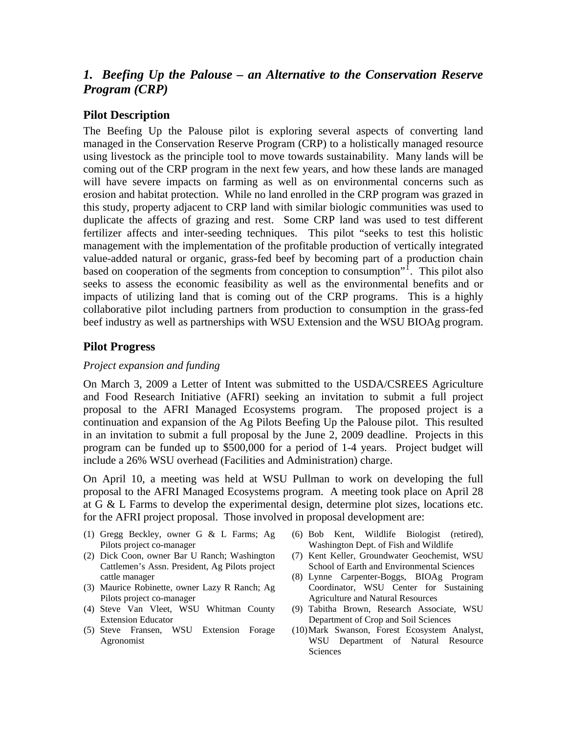## *1. Beefing Up the Palouse – an Alternative to the Conservation Reserve Program (CRP)*

### Pilot Description

The Beefing Up the Palouse pilot is exploring several aspects of converting land managed in the Conservation Reserve Program (CRP) to a holistically managed resource using livestock as the principle tool to move towards sustainability. Many lands will be coming out of the CRP program in the next few years, and how these lands are managed will have severe impacts on farming as well as on environmental concerns such as erosion and habitat protection. While no land enrolled in the CRP program was grazed in this study, property adjacent to CRP land with similar biologic communities was used to duplicate the affects of grazing and rest. Some CRP land was used to test different fertilizer affects and inter-seeding techniques. This pilot "seeks to test this holistic management with the implementation of the profitable production of vertically integrated value-added natural or organic, grass-fed beef by becoming part of a production chain based on cooperation of the segments from conception to consumption"[1]. This pilot also seeks to assess the economic feasibility as well as the environmental benefits and or impacts of utilizing land that is coming out of the CRP programs. This is a highly collaborative pilot including partners from production to consumption in the grass-fed beef industry as well as partnerships with WSU Extension and the WSU BIOAg program.

### Pilot Progress

*Project expansion and funding*

On March 3, 2009 a Letter of Intent was submitted to the USDA/CSREES Agriculture and Food Research Initiative (AFRI) seeking an invitation to submit a full project proposal to the AFRI Managed Ecosystems program. The proposed project is a continuation and expansion of the Ag Pilots Beefing Up the Palouse pilot. This resulted in an invitation to submit a full proposal by the June 2, 2009 deadline. Projects in this program can be funded up to $500,000 for a period of 1-4 years. Project budget will include a 26% WSU overhead (Facilities and Administration) charge.

On April 10, a meeting was held at WSU Pullman to work on developing the full proposal to the AFRI Managed Ecosystems program. A meeting took place on April 28 at G & L Farms to develop the experimental design, determine plot sizes, locations etc. for the AFRI project proposal. Those involved in proposal development are:

(1) Gregg Beckley, owner G & L Farms; Ag Pilots project co-manager
(2) Dick Coon, owner Bar U Ranch; Washington Cattlemen's Assn. President, Ag Pilots project cattle manager
(3) Maurice Robinette, owner Lazy R Ranch; Ag Pilots project co-manager
(4) Steve Van Vleet, WSU Whitman County Extension Educator
(5) Steve Fransen, WSU Extension Forage Agronomist
(6) Bob Kent, Wildlife Biologist (retired), Washington Dept. of Fish and Wildlife
(7) Kent Keller, Groundwater Geochemist, WSU School of Earth and Environmental Sciences
(8) Lynne Carpenter-Boggs, BIOAg Program Coordinator, WSU Center for Sustaining Agriculture and Natural Resources
(9) Tabitha Brown, Research Associate, WSU Department of Crop and Soil Sciences
(10) Mark Swanson, Forest Ecosystem Analyst, WSU Department of Natural Resource Sciences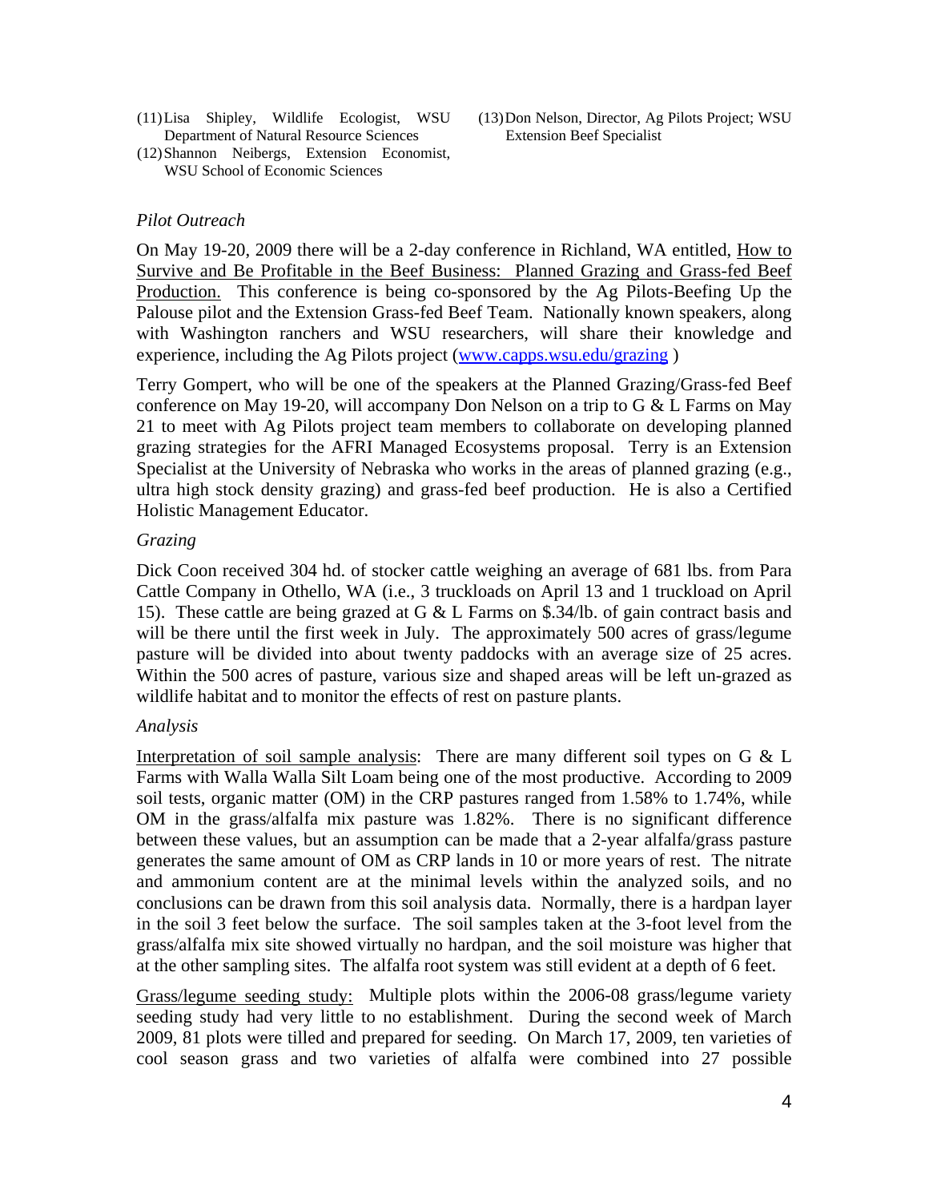(11) Lisa Shipley, Wildlife Ecologist, WSU Department of Natural Resource Sciences

(12) Shannon Neibergs, Extension Economist, WSU School of Economic Sciences

(13) Don Nelson, Director, Ag Pilots Project; WSU Extension Beef Specialist

*Pilot Outreach*

On May 19-20, 2009 there will be a 2-day conference in Richland, WA entitled, How to Survive and Be Profitable in the Beef Business: Planned Grazing and Grass-fed Beef Production. This conference is being co-sponsored by the Ag Pilots-Beefing Up the Palouse pilot and the Extension Grass-fed Beef Team. Nationally known speakers, along with Washington ranchers and WSU researchers, will share their knowledge and experience, including the Ag Pilots project (www.capps.wsu.edu/grazing )

Terry Gompert, who will be one of the speakers at the Planned Grazing/Grass-fed Beef conference on May 19-20, will accompany Don Nelson on a trip to G & L Farms on May 21 to meet with Ag Pilots project team members to collaborate on developing planned grazing strategies for the AFRI Managed Ecosystems proposal. Terry is an Extension Specialist at the University of Nebraska who works in the areas of planned grazing (e.g., ultra high stock density grazing) and grass-fed beef production. He is also a Certified Holistic Management Educator.

*Grazing*

Dick Coon received 304 hd. of stocker cattle weighing an average of 681 lbs. from Para Cattle Company in Othello, WA (i.e., 3 truckloads on April 13 and 1 truckload on April 15). These cattle are being grazed at G & L Farms on $.34/lb. of gain contract basis and will be there until the first week in July. The approximately 500 acres of grass/legume pasture will be divided into about twenty paddocks with an average size of 25 acres. Within the 500 acres of pasture, various size and shaped areas will be left un-grazed as wildlife habitat and to monitor the effects of rest on pasture plants.

*Analysis*

Interpretation of soil sample analysis: There are many different soil types on G & L Farms with Walla Walla Silt Loam being one of the most productive. According to 2009 soil tests, organic matter (OM) in the CRP pastures ranged from 1.58% to 1.74%, while OM in the grass/alfalfa mix pasture was 1.82%. There is no significant difference between these values, but an assumption can be made that a 2-year alfalfa/grass pasture generates the same amount of OM as CRP lands in 10 or more years of rest. The nitrate and ammonium content are at the minimal levels within the analyzed soils, and no conclusions can be drawn from this soil analysis data. Normally, there is a hardpan layer in the soil 3 feet below the surface. The soil samples taken at the 3-foot level from the grass/alfalfa mix site showed virtually no hardpan, and the soil moisture was higher that at the other sampling sites. The alfalfa root system was still evident at a depth of 6 feet.

Grass/legume seeding study: Multiple plots within the 2006-08 grass/legume variety seeding study had very little to no establishment. During the second week of March 2009, 81 plots were tilled and prepared for seeding. On March 17, 2009, ten varieties of cool season grass and two varieties of alfalfa were combined into 27 possible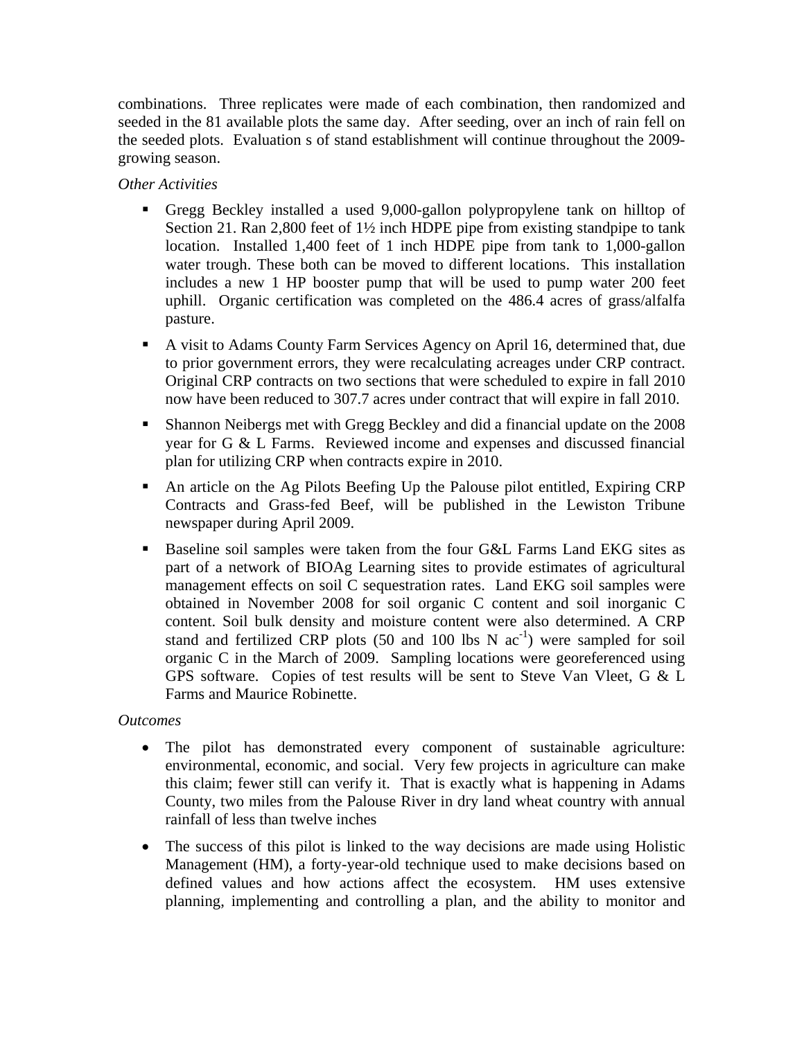combinations. Three replicates were made of each combination, then randomized and seeded in the 81 available plots the same day. After seeding, over an inch of rain fell on the seeded plots. Evaluation s of stand establishment will continue throughout the 2009-growing season.

*Other Activities*

- Gregg Beckley installed a used 9,000-gallon polypropylene tank on hilltop of Section 21. Ran 2,800 feet of 1½ inch HDPE pipe from existing standpipe to tank location. Installed 1,400 feet of 1 inch HDPE pipe from tank to 1,000-gallon water trough. These both can be moved to different locations. This installation includes a new 1 HP booster pump that will be used to pump water 200 feet uphill. Organic certification was completed on the 486.4 acres of grass/alfalfa pasture.
- A visit to Adams County Farm Services Agency on April 16, determined that, due to prior government errors, they were recalculating acreages under CRP contract. Original CRP contracts on two sections that were scheduled to expire in fall 2010 now have been reduced to 307.7 acres under contract that will expire in fall 2010.
- Shannon Neibergs met with Gregg Beckley and did a financial update on the 2008 year for G & L Farms. Reviewed income and expenses and discussed financial plan for utilizing CRP when contracts expire in 2010.
- An article on the Ag Pilots Beefing Up the Palouse pilot entitled, Expiring CRP Contracts and Grass-fed Beef, will be published in the Lewiston Tribune newspaper during April 2009.
- Baseline soil samples were taken from the four G&L Farms Land EKG sites as part of a network of BIOAg Learning sites to provide estimates of agricultural management effects on soil C sequestration rates. Land EKG soil samples were obtained in November 2008 for soil organic C content and soil inorganic C content. Soil bulk density and moisture content were also determined. A CRP stand and fertilized CRP plots (50 and 100 lbs N $ac^{-1}$) were sampled for soil organic C in the March of 2009. Sampling locations were georeferenced using GPS software. Copies of test results will be sent to Steve Van Vleet, G & L Farms and Maurice Robinette.

*Outcomes*

- The pilot has demonstrated every component of sustainable agriculture: environmental, economic, and social. Very few projects in agriculture can make this claim; fewer still can verify it. That is exactly what is happening in Adams County, two miles from the Palouse River in dry land wheat country with annual rainfall of less than twelve inches
- The success of this pilot is linked to the way decisions are made using Holistic Management (HM), a forty-year-old technique used to make decisions based on defined values and how actions affect the ecosystem. HM uses extensive planning, implementing and controlling a plan, and the ability to monitor and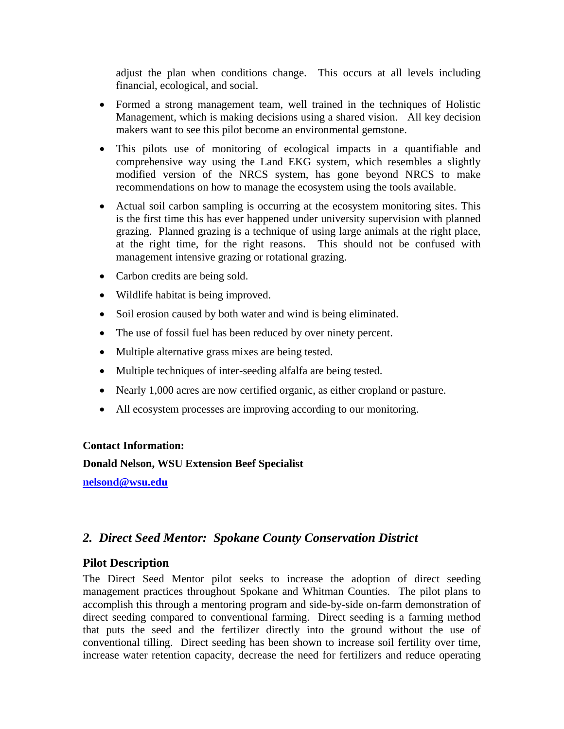adjust the plan when conditions change. This occurs at all levels including financial, ecological, and social.

- Formed a strong management team, well trained in the techniques of Holistic Management, which is making decisions using a shared vision. All key decision makers want to see this pilot become an environmental gemstone.
- This pilots use of monitoring of ecological impacts in a quantifiable and comprehensive way using the Land EKG system, which resembles a slightly modified version of the NRCS system, has gone beyond NRCS to make recommendations on how to manage the ecosystem using the tools available.
- Actual soil carbon sampling is occurring at the ecosystem monitoring sites. This is the first time this has ever happened under university supervision with planned grazing. Planned grazing is a technique of using large animals at the right place, at the right time, for the right reasons. This should not be confused with management intensive grazing or rotational grazing.
- Carbon credits are being sold.
- Wildlife habitat is being improved.
- Soil erosion caused by both water and wind is being eliminated.
- The use of fossil fuel has been reduced by over ninety percent.
- Multiple alternative grass mixes are being tested.
- Multiple techniques of inter-seeding alfalfa are being tested.
- Nearly 1,000 acres are now certified organic, as either cropland or pasture.
- All ecosystem processes are improving according to our monitoring.

**Contact Information:**

**Donald Nelson, WSU Extension Beef Specialist**

**nelsond@wsu.edu**

## *2. Direct Seed Mentor: Spokane County Conservation District*

### Pilot Description

The Direct Seed Mentor pilot seeks to increase the adoption of direct seeding management practices throughout Spokane and Whitman Counties. The pilot plans to accomplish this through a mentoring program and side-by-side on-farm demonstration of direct seeding compared to conventional farming. Direct seeding is a farming method that puts the seed and the fertilizer directly into the ground without the use of conventional tilling. Direct seeding has been shown to increase soil fertility over time, increase water retention capacity, decrease the need for fertilizers and reduce operating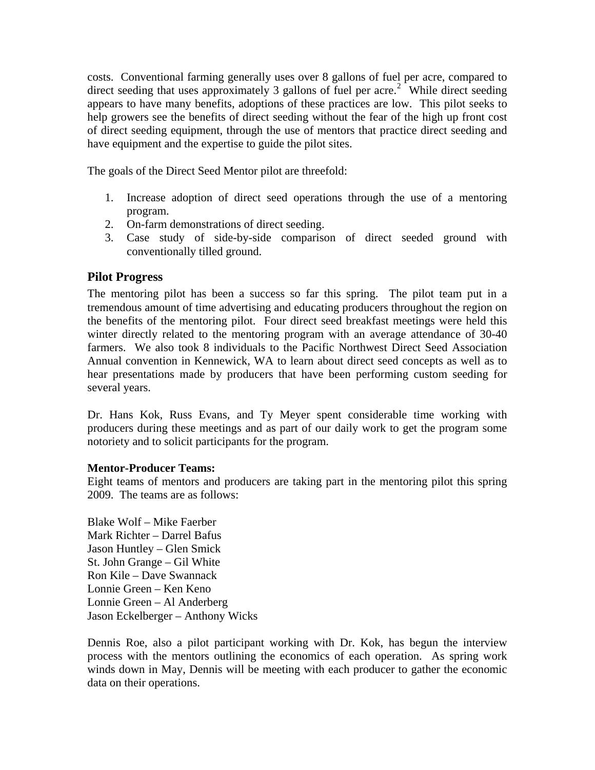costs. Conventional farming generally uses over 8 gallons of fuel per acre, compared to direct seeding that uses approximately 3 gallons of fuel per acre.[2] While direct seeding appears to have many benefits, adoptions of these practices are low. This pilot seeks to help growers see the benefits of direct seeding without the fear of the high up front cost of direct seeding equipment, through the use of mentors that practice direct seeding and have equipment and the expertise to guide the pilot sites.

The goals of the Direct Seed Mentor pilot are threefold:

1. Increase adoption of direct seed operations through the use of a mentoring program.
2. On-farm demonstrations of direct seeding.
3. Case study of side-by-side comparison of direct seeded ground with conventionally tilled ground.

## Pilot Progress

The mentoring pilot has been a success so far this spring. The pilot team put in a tremendous amount of time advertising and educating producers throughout the region on the benefits of the mentoring pilot. Four direct seed breakfast meetings were held this winter directly related to the mentoring program with an average attendance of 30-40 farmers. We also took 8 individuals to the Pacific Northwest Direct Seed Association Annual convention in Kennewick, WA to learn about direct seed concepts as well as to hear presentations made by producers that have been performing custom seeding for several years.

Dr. Hans Kok, Russ Evans, and Ty Meyer spent considerable time working with producers during these meetings and as part of our daily work to get the program some notoriety and to solicit participants for the program.

**Mentor-Producer Teams:**

Eight teams of mentors and producers are taking part in the mentoring pilot this spring 2009. The teams are as follows:

Blake Wolf – Mike Faerber
Mark Richter – Darrel Bafus
Jason Huntley – Glen Smick
St. John Grange – Gil White
Ron Kile – Dave Swannack
Lonnie Green – Ken Keno
Lonnie Green – Al Anderberg
Jason Eckelberger – Anthony Wicks

Dennis Roe, also a pilot participant working with Dr. Kok, has begun the interview process with the mentors outlining the economics of each operation. As spring work winds down in May, Dennis will be meeting with each producer to gather the economic data on their operations.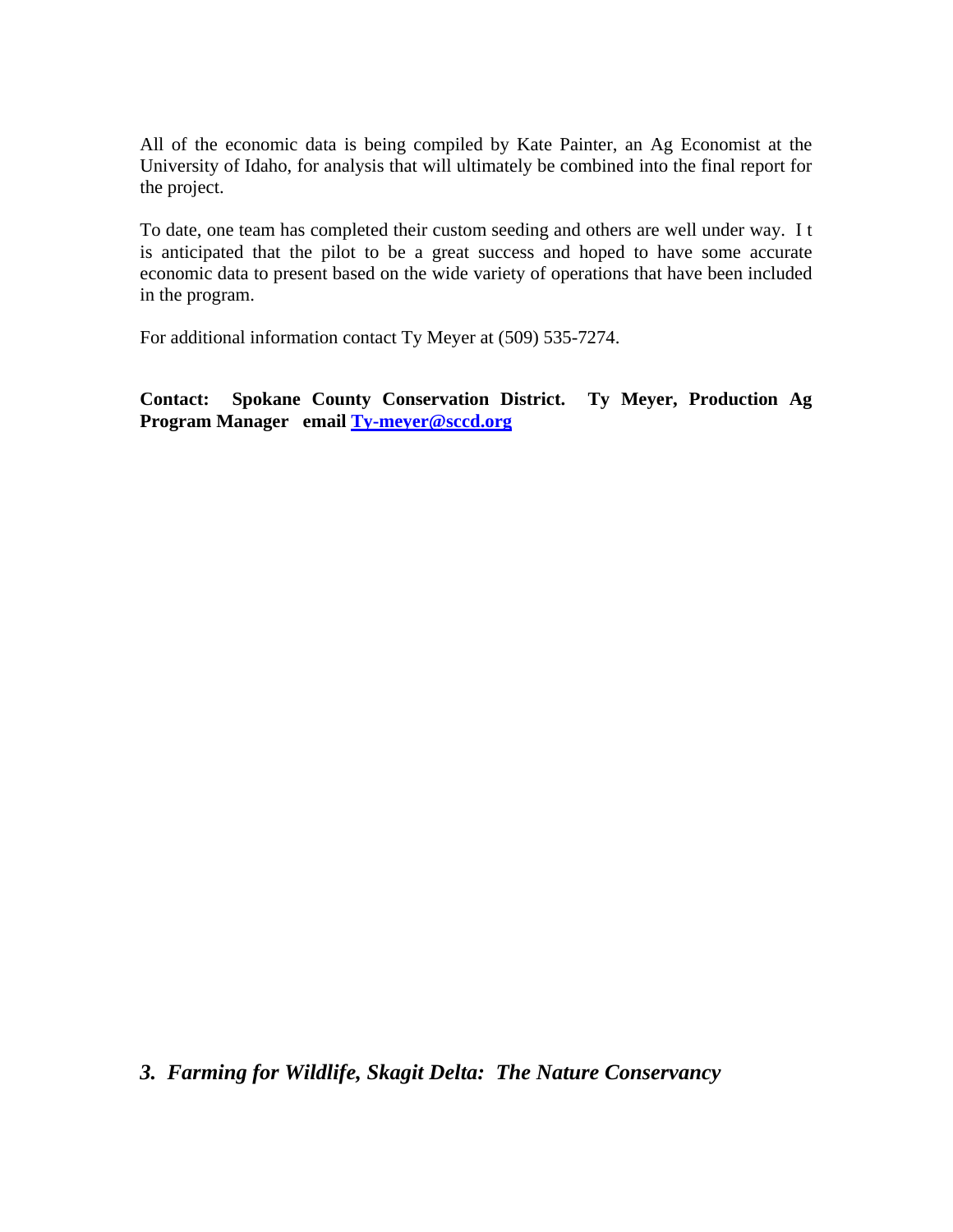All of the economic data is being compiled by Kate Painter, an Ag Economist at the University of Idaho, for analysis that will ultimately be combined into the final report for the project.

To date, one team has completed their custom seeding and others are well under way. I t is anticipated that the pilot to be a great success and hoped to have some accurate economic data to present based on the wide variety of operations that have been included in the program.

For additional information contact Ty Meyer at (509) 535-7274.

**Contact: Spokane County Conservation District. Ty Meyer, Production Ag Program Manager email [Ty-meyer@sccd.org](mailto:Ty-meyer@sccd.org)**

### *3. Farming for Wildlife, Skagit Delta: The Nature Conservancy*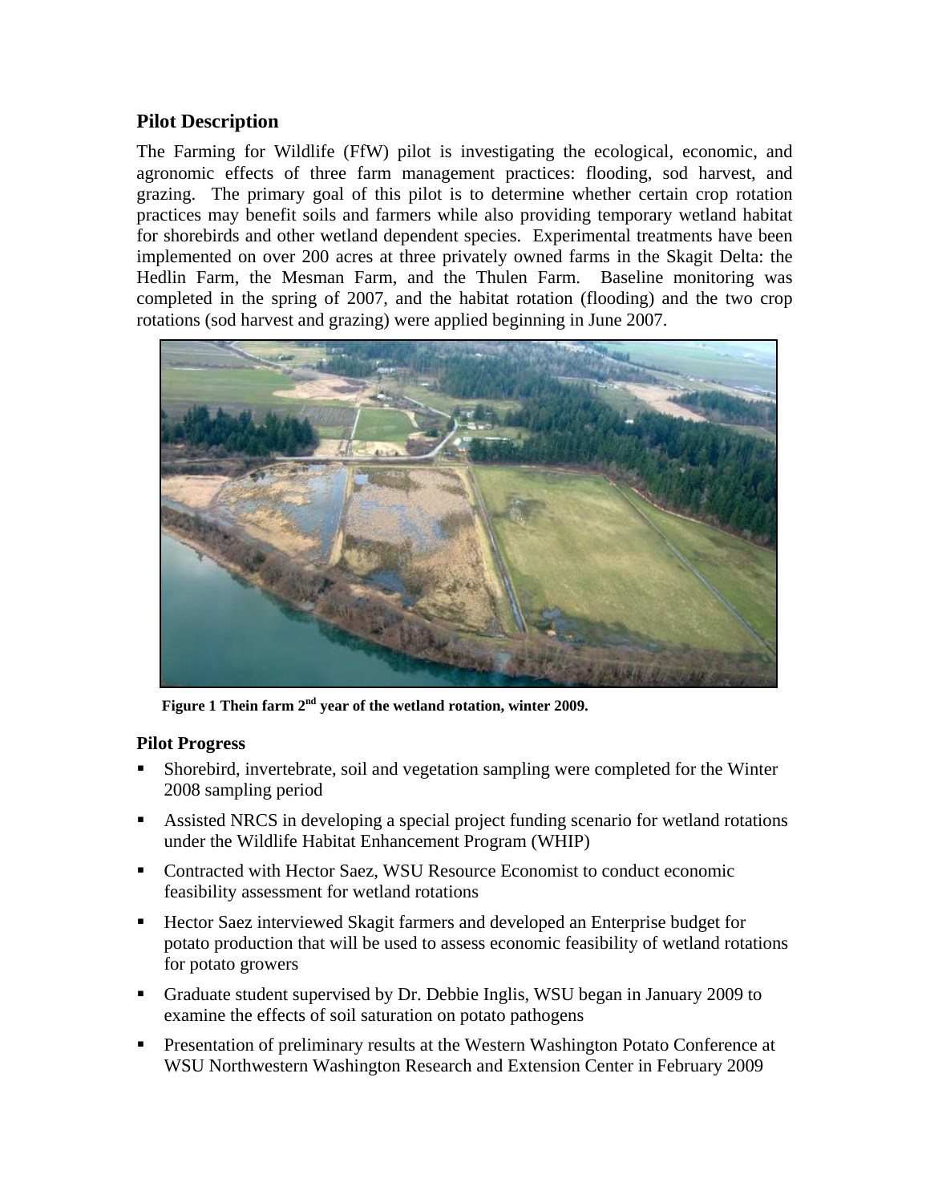## Pilot Description

The Farming for Wildlife (FfW) pilot is investigating the ecological, economic, and agronomic effects of three farm management practices: flooding, sod harvest, and grazing. The primary goal of this pilot is to determine whether certain crop rotation practices may benefit soils and farmers while also providing temporary wetland habitat for shorebirds and other wetland dependent species. Experimental treatments have been implemented on over 200 acres at three privately owned farms in the Skagit Delta: the Hedlin Farm, the Mesman Farm, and the Thulen Farm. Baseline monitoring was completed in the spring of 2007, and the habitat rotation (flooding) and the two crop rotations (sod harvest and grazing) were applied beginning in June 2007.

**Figure 1 Thein farm 2nd year of the wetland rotation, winter 2009.**

### Pilot Progress

- Shorebird, invertebrate, soil and vegetation sampling were completed for the Winter 2008 sampling period
- Assisted NRCS in developing a special project funding scenario for wetland rotations under the Wildlife Habitat Enhancement Program (WHIP)
- Contracted with Hector Saez, WSU Resource Economist to conduct economic feasibility assessment for wetland rotations
- Hector Saez interviewed Skagit farmers and developed an Enterprise budget for potato production that will be used to assess economic feasibility of wetland rotations for potato growers
- Graduate student supervised by Dr. Debbie Inglis, WSU began in January 2009 to examine the effects of soil saturation on potato pathogens
- Presentation of preliminary results at the Western Washington Potato Conference at WSU Northwestern Washington Research and Extension Center in February 2009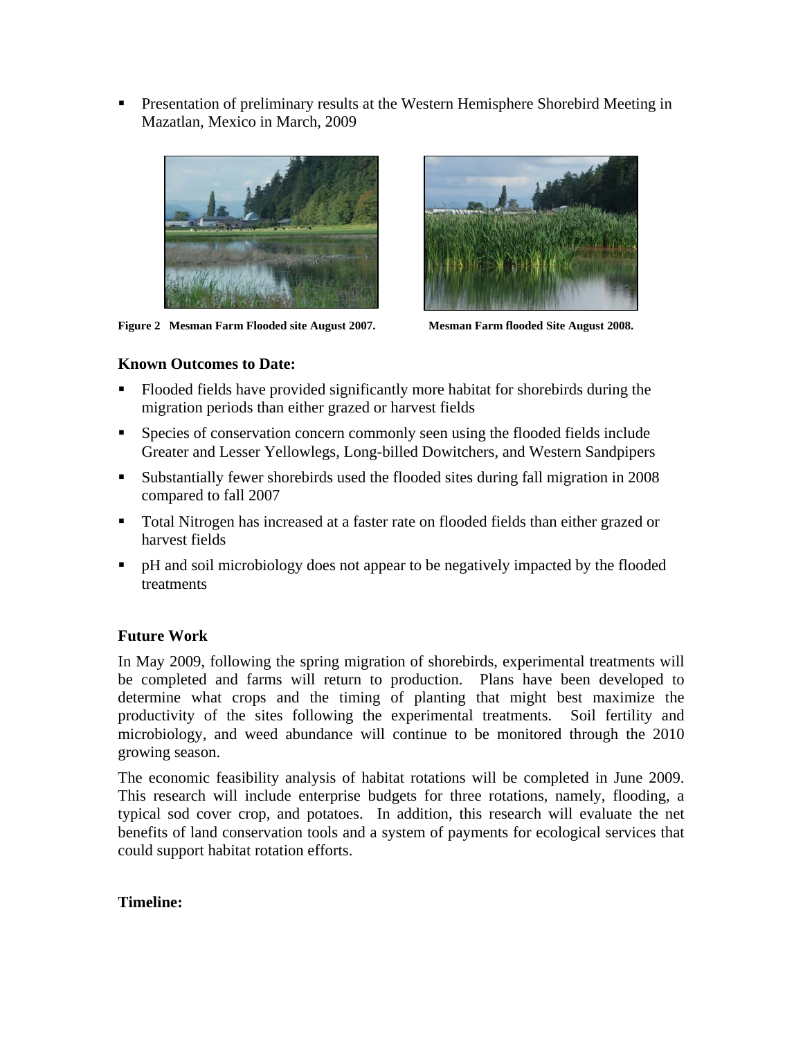- Presentation of preliminary results at the Western Hemisphere Shorebird Meeting in Mazatlan, Mexico in March, 2009

**Figure 2 Mesman Farm Flooded site August 2007.** **Mesman Farm flooded Site August 2008.**

### Known Outcomes to Date:

- Flooded fields have provided significantly more habitat for shorebirds during the migration periods than either grazed or harvest fields
- Species of conservation concern commonly seen using the flooded fields include Greater and Lesser Yellowlegs, Long-billed Dowitchers, and Western Sandpipers
- Substantially fewer shorebirds used the flooded sites during fall migration in 2008 compared to fall 2007
- Total Nitrogen has increased at a faster rate on flooded fields than either grazed or harvest fields
- pH and soil microbiology does not appear to be negatively impacted by the flooded treatments

### Future Work

In May 2009, following the spring migration of shorebirds, experimental treatments will be completed and farms will return to production. Plans have been developed to determine what crops and the timing of planting that might best maximize the productivity of the sites following the experimental treatments. Soil fertility and microbiology, and weed abundance will continue to be monitored through the 2010 growing season.

The economic feasibility analysis of habitat rotations will be completed in June 2009. This research will include enterprise budgets for three rotations, namely, flooding, a typical sod cover crop, and potatoes. In addition, this research will evaluate the net benefits of land conservation tools and a system of payments for ecological services that could support habitat rotation efforts.

### Timeline: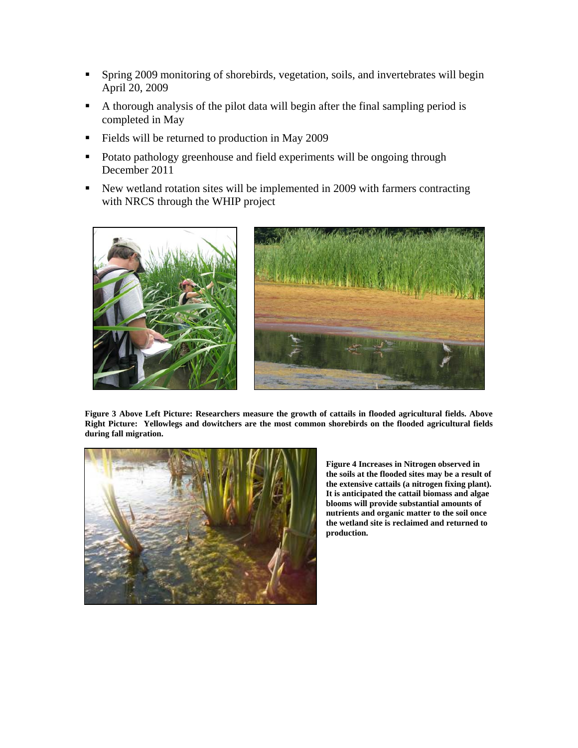- Spring 2009 monitoring of shorebirds, vegetation, soils, and invertebrates will begin April 20, 2009
- A thorough analysis of the pilot data will begin after the final sampling period is completed in May
- Fields will be returned to production in May 2009
- Potato pathology greenhouse and field experiments will be ongoing through December 2011
- New wetland rotation sites will be implemented in 2009 with farmers contracting with NRCS through the WHIP project

**Figure 3 Above Left Picture: Researchers measure the growth of cattails in flooded agricultural fields. Above Right Picture: Yellowlegs and dowitchers are the most common shorebirds on the flooded agricultural fields during fall migration.**

**Figure 4 Increases in Nitrogen observed in the soils at the flooded sites may be a result of the extensive cattails (a nitrogen fixing plant). It is anticipated the cattail biomass and algae blooms will provide substantial amounts of nutrients and organic matter to the soil once the wetland site is reclaimed and returned to production.**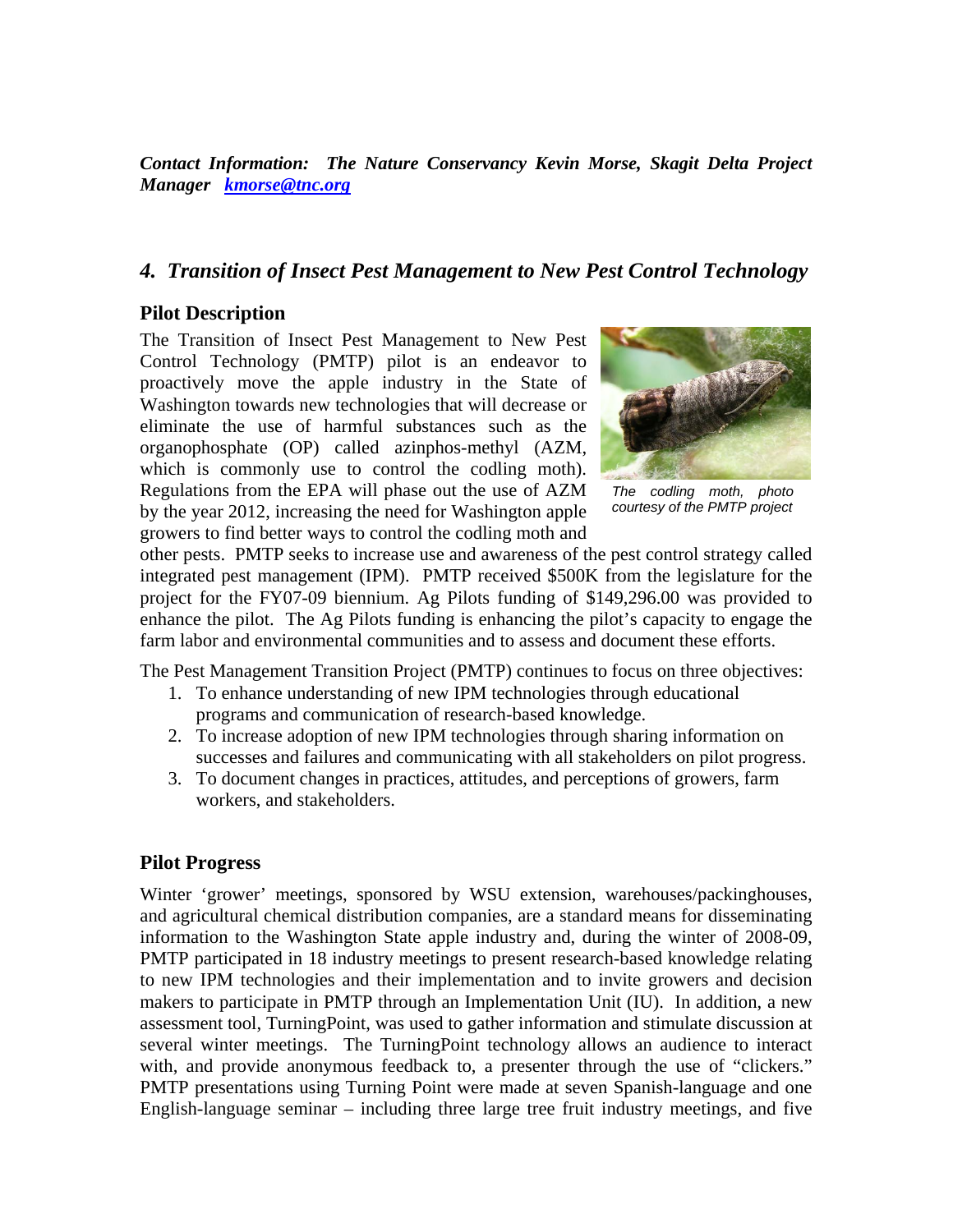***Contact Information: The Nature Conservancy Kevin Morse, Skagit Delta Project Manager [kmorse@tnc.org](mailto:kmorse@tnc.org)***

## *4. Transition of Insect Pest Management to New Pest Control Technology*

### Pilot Description

The Transition of Insect Pest Management to New Pest Control Technology (PMTP) pilot is an endeavor to proactively move the apple industry in the State of Washington towards new technologies that will decrease or eliminate the use of harmful substances such as the organophosphate (OP) called azinphos-methyl (AZM, which is commonly use to control the codling moth). Regulations from the EPA will phase out the use of AZM by the year 2012, increasing the need for Washington apple growers to find better ways to control the codling moth and other pests. PMTP seeks to increase use and awareness of the pest control strategy called integrated pest management (IPM). PMTP received $500K from the legislature for the project for the FY07-09 biennium. Ag Pilots funding of $149,296.00 was provided to enhance the pilot. The Ag Pilots funding is enhancing the pilot's capacity to engage the farm labor and environmental communities and to assess and document these efforts.

*The codling moth, photo courtesy of the PMTP project*

The Pest Management Transition Project (PMTP) continues to focus on three objectives:

1. To enhance understanding of new IPM technologies through educational programs and communication of research-based knowledge.
2. To increase adoption of new IPM technologies through sharing information on successes and failures and communicating with all stakeholders on pilot progress.
3. To document changes in practices, attitudes, and perceptions of growers, farm workers, and stakeholders.

### Pilot Progress

Winter 'grower' meetings, sponsored by WSU extension, warehouses/packinghouses, and agricultural chemical distribution companies, are a standard means for disseminating information to the Washington State apple industry and, during the winter of 2008-09, PMTP participated in 18 industry meetings to present research-based knowledge relating to new IPM technologies and their implementation and to invite growers and decision makers to participate in PMTP through an Implementation Unit (IU). In addition, a new assessment tool, TurningPoint, was used to gather information and stimulate discussion at several winter meetings. The TurningPoint technology allows an audience to interact with, and provide anonymous feedback to, a presenter through the use of "clickers." PMTP presentations using Turning Point were made at seven Spanish-language and one English-language seminar – including three large tree fruit industry meetings, and five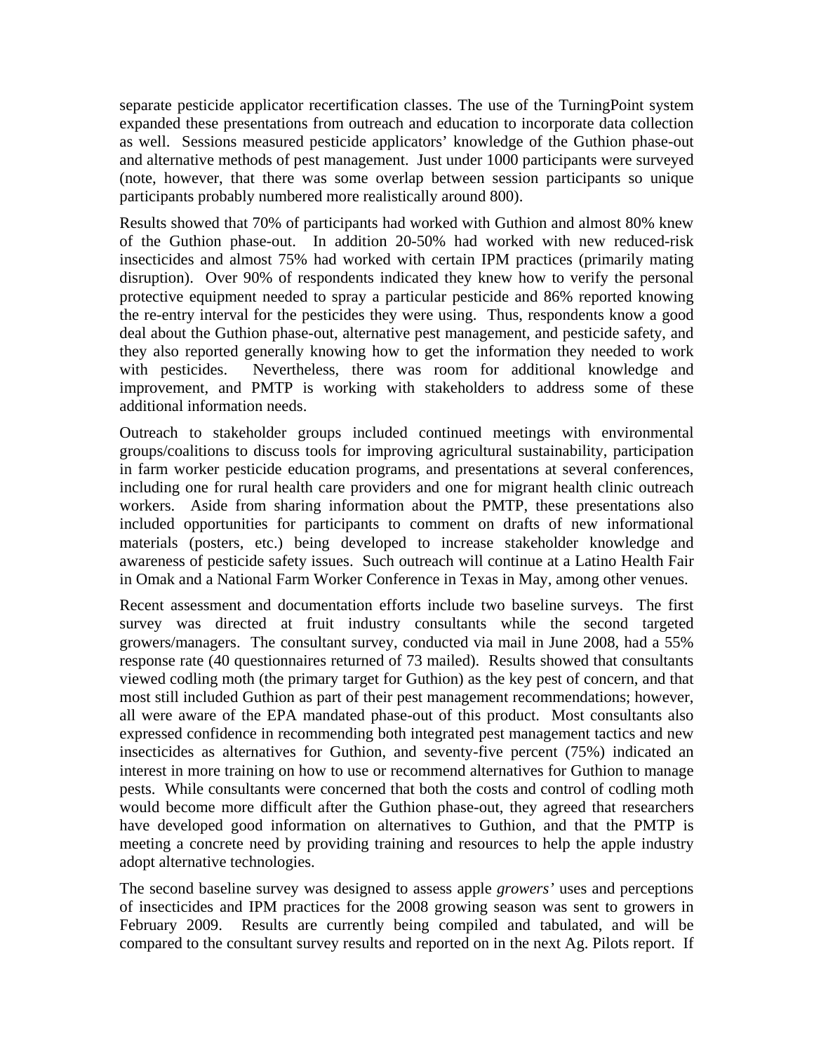separate pesticide applicator recertification classes. The use of the TurningPoint system expanded these presentations from outreach and education to incorporate data collection as well. Sessions measured pesticide applicators' knowledge of the Guthion phase-out and alternative methods of pest management. Just under 1000 participants were surveyed (note, however, that there was some overlap between session participants so unique participants probably numbered more realistically around 800).

Results showed that 70% of participants had worked with Guthion and almost 80% knew of the Guthion phase-out. In addition 20-50% had worked with new reduced-risk insecticides and almost 75% had worked with certain IPM practices (primarily mating disruption). Over 90% of respondents indicated they knew how to verify the personal protective equipment needed to spray a particular pesticide and 86% reported knowing the re-entry interval for the pesticides they were using. Thus, respondents know a good deal about the Guthion phase-out, alternative pest management, and pesticide safety, and they also reported generally knowing how to get the information they needed to work with pesticides. Nevertheless, there was room for additional knowledge and improvement, and PMTP is working with stakeholders to address some of these additional information needs.

Outreach to stakeholder groups included continued meetings with environmental groups/coalitions to discuss tools for improving agricultural sustainability, participation in farm worker pesticide education programs, and presentations at several conferences, including one for rural health care providers and one for migrant health clinic outreach workers. Aside from sharing information about the PMTP, these presentations also included opportunities for participants to comment on drafts of new informational materials (posters, etc.) being developed to increase stakeholder knowledge and awareness of pesticide safety issues. Such outreach will continue at a Latino Health Fair in Omak and a National Farm Worker Conference in Texas in May, among other venues.

Recent assessment and documentation efforts include two baseline surveys. The first survey was directed at fruit industry consultants while the second targeted growers/managers. The consultant survey, conducted via mail in June 2008, had a 55% response rate (40 questionnaires returned of 73 mailed). Results showed that consultants viewed codling moth (the primary target for Guthion) as the key pest of concern, and that most still included Guthion as part of their pest management recommendations; however, all were aware of the EPA mandated phase-out of this product. Most consultants also expressed confidence in recommending both integrated pest management tactics and new insecticides as alternatives for Guthion, and seventy-five percent (75%) indicated an interest in more training on how to use or recommend alternatives for Guthion to manage pests. While consultants were concerned that both the costs and control of codling moth would become more difficult after the Guthion phase-out, they agreed that researchers have developed good information on alternatives to Guthion, and that the PMTP is meeting a concrete need by providing training and resources to help the apple industry adopt alternative technologies.

The second baseline survey was designed to assess apple *growers'* uses and perceptions of insecticides and IPM practices for the 2008 growing season was sent to growers in February 2009. Results are currently being compiled and tabulated, and will be compared to the consultant survey results and reported on in the next Ag. Pilots report. If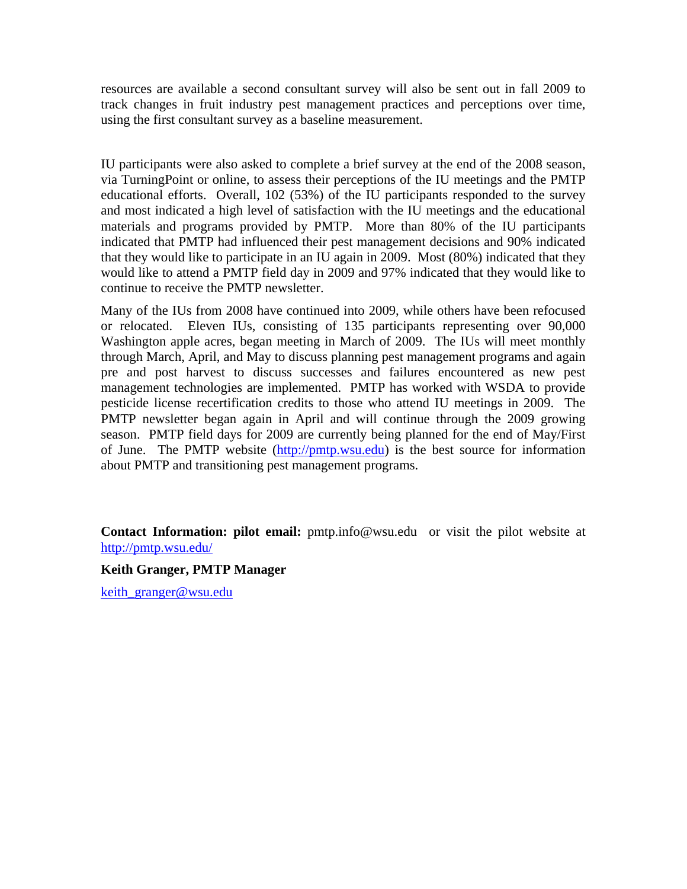resources are available a second consultant survey will also be sent out in fall 2009 to track changes in fruit industry pest management practices and perceptions over time, using the first consultant survey as a baseline measurement.

IU participants were also asked to complete a brief survey at the end of the 2008 season, via TurningPoint or online, to assess their perceptions of the IU meetings and the PMTP educational efforts. Overall, 102 (53%) of the IU participants responded to the survey and most indicated a high level of satisfaction with the IU meetings and the educational materials and programs provided by PMTP. More than 80% of the IU participants indicated that PMTP had influenced their pest management decisions and 90% indicated that they would like to participate in an IU again in 2009. Most (80%) indicated that they would like to attend a PMTP field day in 2009 and 97% indicated that they would like to continue to receive the PMTP newsletter.

Many of the IUs from 2008 have continued into 2009, while others have been refocused or relocated. Eleven IUs, consisting of 135 participants representing over 90,000 Washington apple acres, began meeting in March of 2009. The IUs will meet monthly through March, April, and May to discuss planning pest management programs and again pre and post harvest to discuss successes and failures encountered as new pest management technologies are implemented. PMTP has worked with WSDA to provide pesticide license recertification credits to those who attend IU meetings in 2009. The PMTP newsletter began again in April and will continue through the 2009 growing season. PMTP field days for 2009 are currently being planned for the end of May/First of June. The PMTP website (http://pmtp.wsu.edu) is the best source for information about PMTP and transitioning pest management programs.

**Contact Information: pilot email:** pmtp.info@wsu.edu or visit the pilot website at http://pmtp.wsu.edu/

**Keith Granger, PMTP Manager**

keith_granger@wsu.edu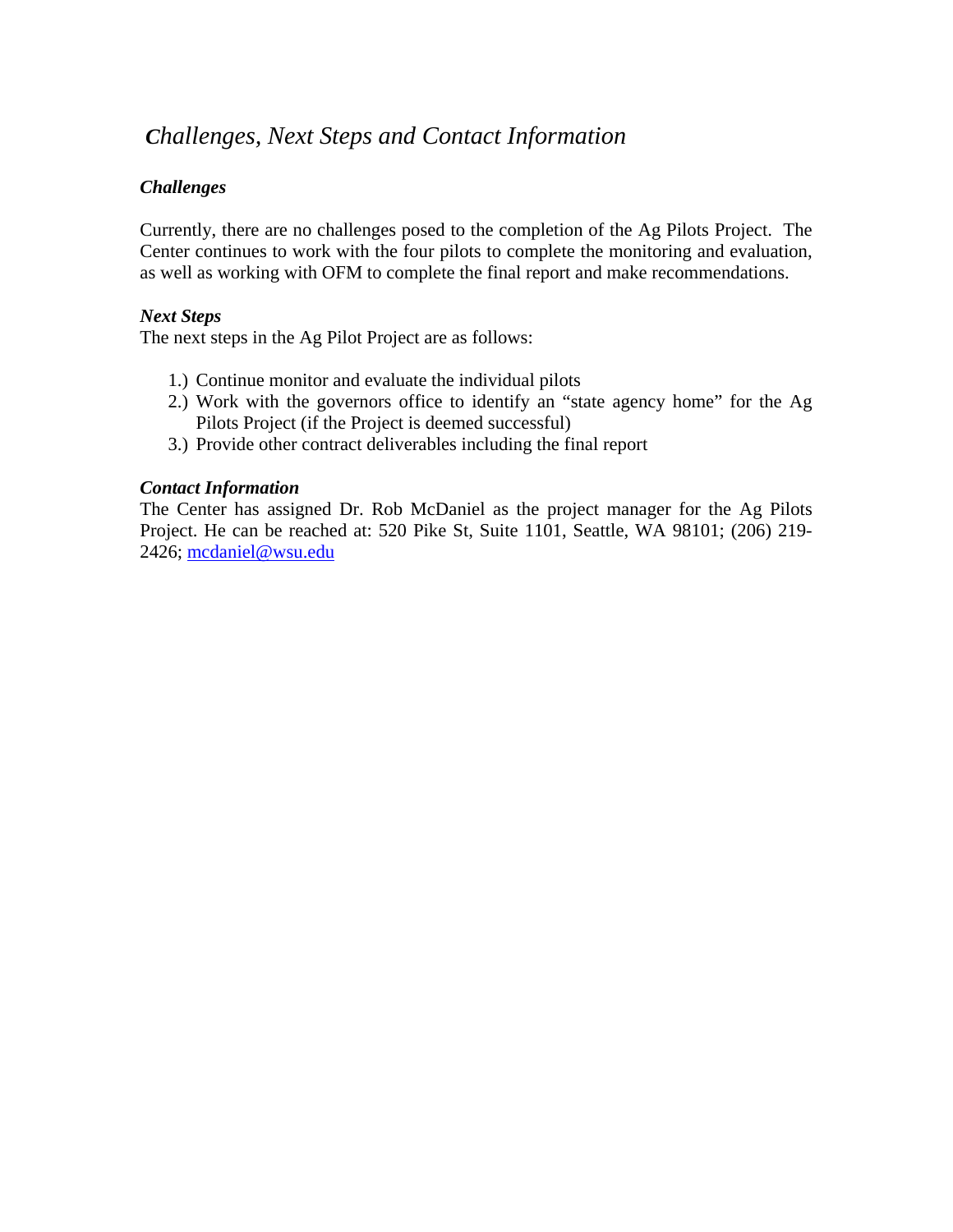# *Challenges, Next Steps and Contact Information*

### *Challenges*

Currently, there are no challenges posed to the completion of the Ag Pilots Project. The Center continues to work with the four pilots to complete the monitoring and evaluation, as well as working with OFM to complete the final report and make recommendations.

### *Next Steps*

The next steps in the Ag Pilot Project are as follows:

1.) Continue monitor and evaluate the individual pilots
2.) Work with the governors office to identify an "state agency home" for the Ag Pilots Project (if the Project is deemed successful)
3.) Provide other contract deliverables including the final report

### *Contact Information*

The Center has assigned Dr. Rob McDaniel as the project manager for the Ag Pilots Project. He can be reached at: 520 Pike St, Suite 1101, Seattle, WA 98101; (206) 219-2426; mcdaniel@wsu.edu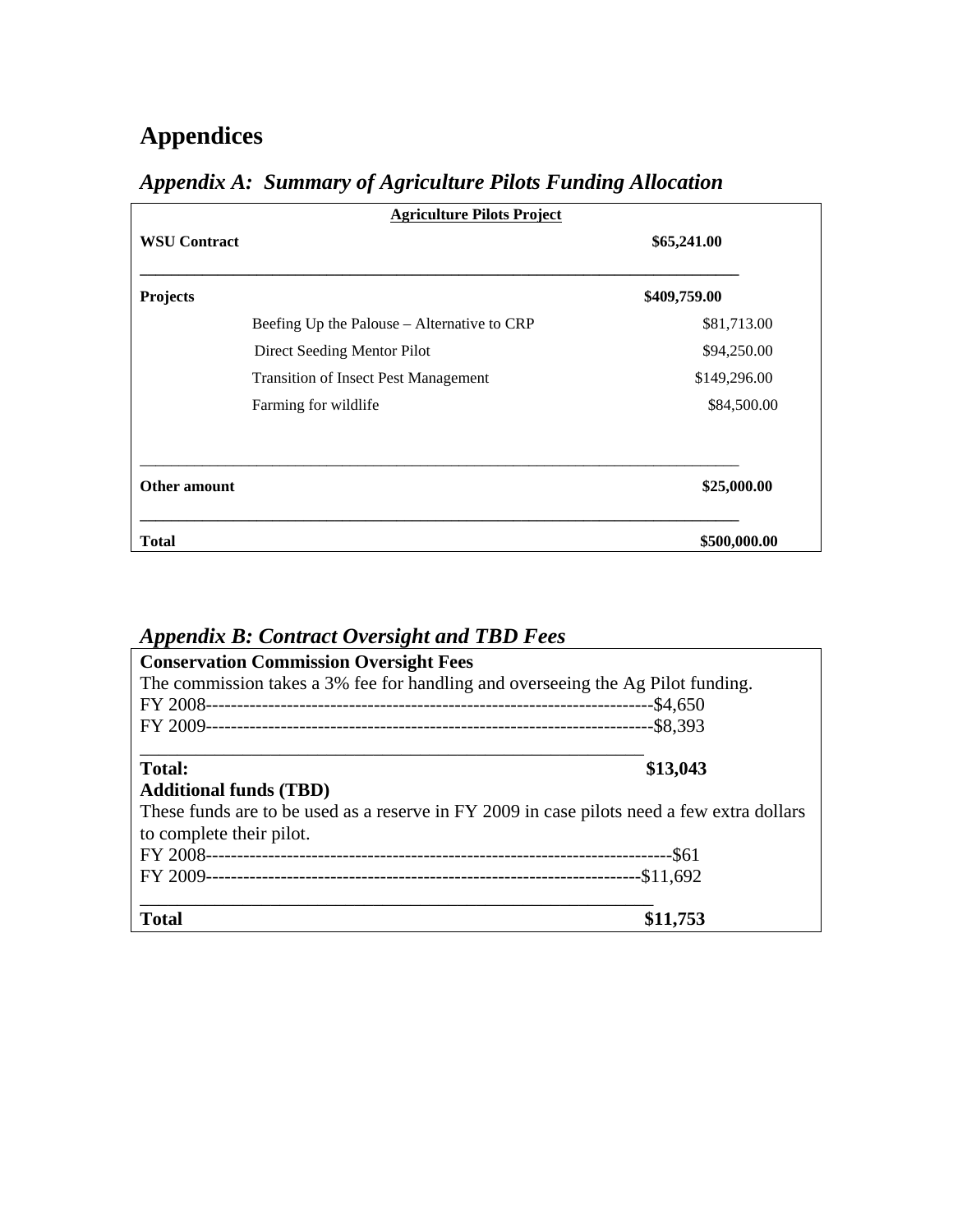# Appendices

## *Appendix A: Summary of Agriculture Pilots Funding Allocation*

| Agriculture Pilots Project | | |
|---|---|---|
| **WSU Contract** | | **$65,241.00** |
| **Projects** | | **$409,759.00** |
| | Beefing Up the Palouse – Alternative to CRP | $81,713.00 |
| | Direct Seeding Mentor Pilot | $94,250.00 |
| | Transition of Insect Pest Management | $149,296.00 |
| | Farming for wildlife | $84,500.00 |
| **Other amount** | | **$25,000.00** |
| **Total** | | **$500,000.00** |

## *Appendix B: Contract Oversight and TBD Fees*

**Conservation Commission Oversight Fees**

The commission takes a 3% fee for handling and overseeing the Ag Pilot funding.

| | |
|---|---|
| FY 2008 | $4,650 |
| FY 2009 | $8,393 |
| **Total:** | **$13,043** |

**Additional funds (TBD)**

These funds are to be used as a reserve in FY 2009 in case pilots need a few extra dollars to complete their pilot.

| | |
|---|---|
| FY 2008 | $61 |
| FY 2009 | $11,692 |
| **Total** | **$11,753** |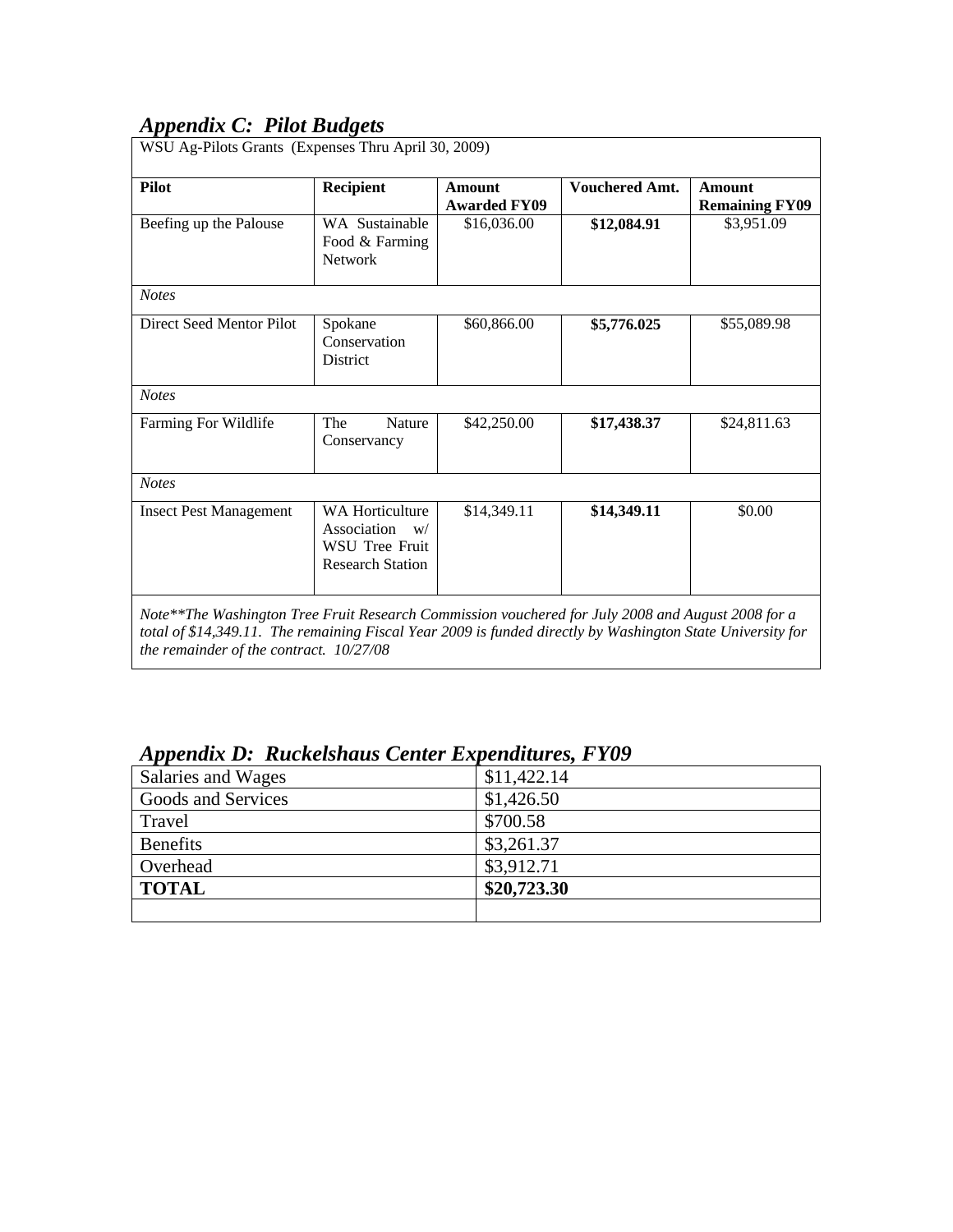## *Appendix C: Pilot Budgets*

| WSU Ag-Pilots Grants (Expenses Thru April 30, 2009) | | | | |
|---|---|---|---|---|
| **Pilot** | **Recipient** | **Amount Awarded FY09** | **Vouchered Amt.** | **Amount Remaining FY09** |
| Beefing up the Palouse | WA Sustainable Food & Farming Network | $16,036.00 | **$12,084.91** | $3,951.09 |
| *Notes* | | | | |
| Direct Seed Mentor Pilot | Spokane Conservation District | $60,866.00 | **$5,776.025** | $55,089.98 |
| *Notes* | | | | |
| Farming For Wildlife | The Nature Conservancy | $42,250.00 | **$17,438.37** | $24,811.63 |
| *Notes* | | | | |
| Insect Pest Management | WA Horticulture Association w/ WSU Tree Fruit Research Station | $14,349.11 | **$14,349.11** | $0.00 |
| *Note\*\*The Washington Tree Fruit Research Commission vouchered for July 2008 and August 2008 for a total of $14,349.11. The remaining Fiscal Year 2009 is funded directly by Washington State University for the remainder of the contract. 10/27/08* | | | | |

## *Appendix D: Ruckelshaus Center Expenditures, FY09*

| | |
|---|---|
| Salaries and Wages | $11,422.14 |
| Goods and Services | $1,426.50 |
| Travel | $700.58 |
| Benefits | $3,261.37 |
| Overhead | $3,912.71 |
| **TOTAL** | **$20,723.30** |
| | |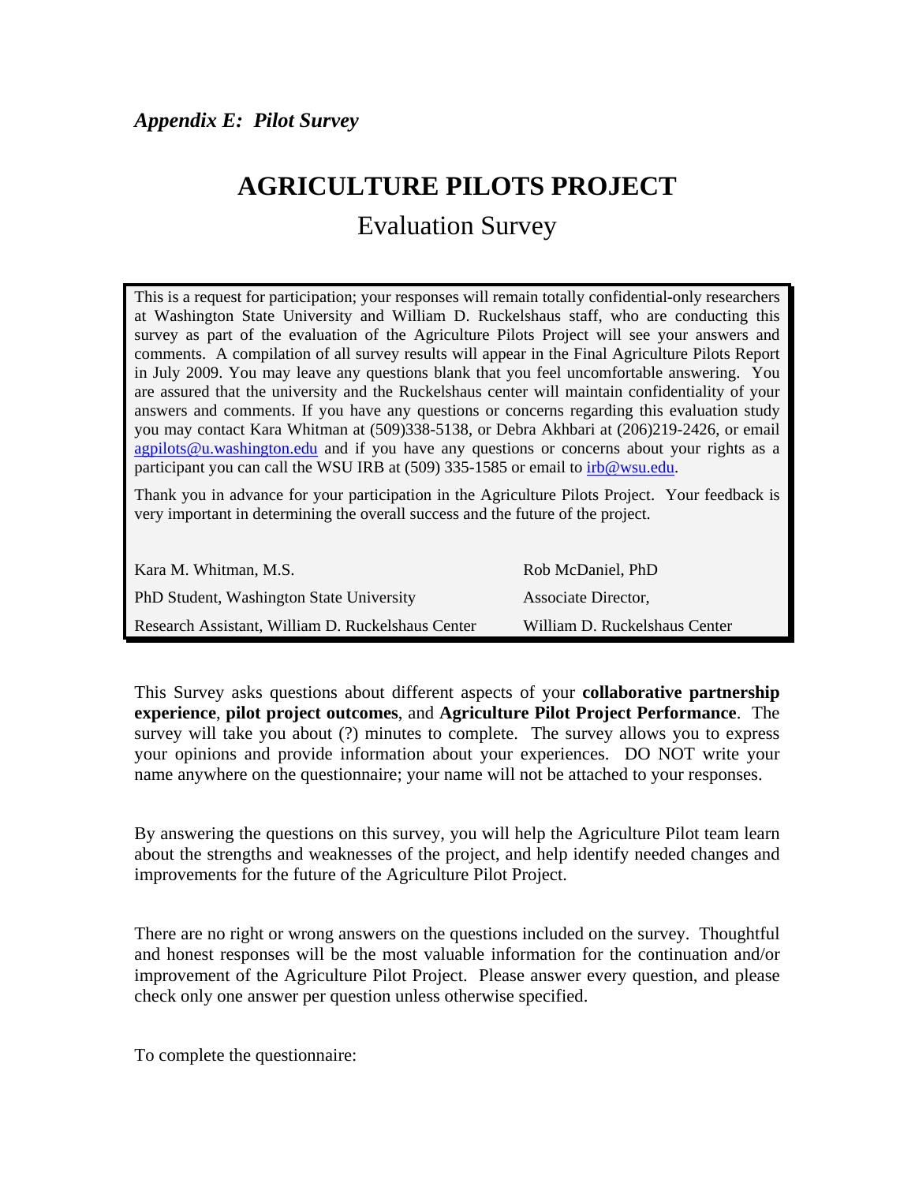*Appendix E: Pilot Survey*

# AGRICULTURE PILOTS PROJECT

## Evaluation Survey

This is a request for participation; your responses will remain totally confidential-only researchers at Washington State University and William D. Ruckelshaus staff, who are conducting this survey as part of the evaluation of the Agriculture Pilots Project will see your answers and comments. A compilation of all survey results will appear in the Final Agriculture Pilots Report in July 2009. You may leave any questions blank that you feel uncomfortable answering. You are assured that the university and the Ruckelshaus center will maintain confidentiality of your answers and comments. If you have any questions or concerns regarding this evaluation study you may contact Kara Whitman at (509)338-5138, or Debra Akhbari at (206)219-2426, or email agpilots@u.washington.edu and if you have any questions or concerns about your rights as a participant you can call the WSU IRB at (509) 335-1585 or email to irb@wsu.edu.

Thank you in advance for your participation in the Agriculture Pilots Project. Your feedback is very important in determining the overall success and the future of the project.

| | |
|---|---|
| Kara M. Whitman, M.S. | Rob McDaniel, PhD |
| PhD Student, Washington State University | Associate Director, |
| Research Assistant, William D. Ruckelshaus Center | William D. Ruckelshaus Center |

This Survey asks questions about different aspects of your **collaborative partnership experience**, **pilot project outcomes**, and **Agriculture Pilot Project Performance**. The survey will take you about (?) minutes to complete. The survey allows you to express your opinions and provide information about your experiences. DO NOT write your name anywhere on the questionnaire; your name will not be attached to your responses.

By answering the questions on this survey, you will help the Agriculture Pilot team learn about the strengths and weaknesses of the project, and help identify needed changes and improvements for the future of the Agriculture Pilot Project.

There are no right or wrong answers on the questions included on the survey. Thoughtful and honest responses will be the most valuable information for the continuation and/or improvement of the Agriculture Pilot Project. Please answer every question, and please check only one answer per question unless otherwise specified.

To complete the questionnaire: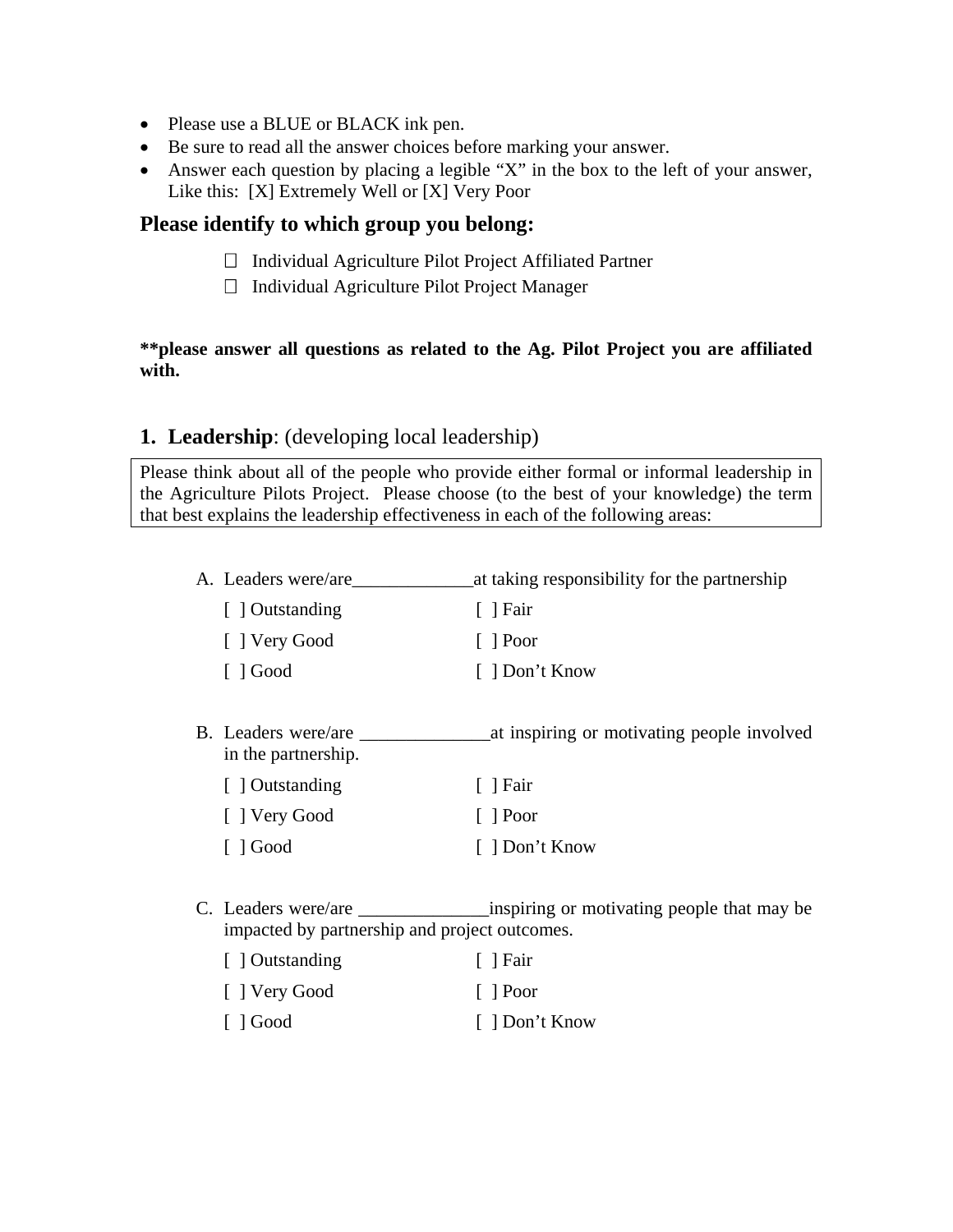- Please use a BLUE or BLACK ink pen.
- Be sure to read all the answer choices before marking your answer.
- Answer each question by placing a legible "X" in the box to the left of your answer, Like this: [X] Extremely Well or [X] Very Poor

## Please identify to which group you belong:

- ☐ Individual Agriculture Pilot Project Affiliated Partner
- ☐ Individual Agriculture Pilot Project Manager

**\*\*please answer all questions as related to the Ag. Pilot Project you are affiliated with.**

## 1. **Leadership**: (developing local leadership)

Please think about all of the people who provide either formal or informal leadership in the Agriculture Pilots Project. Please choose (to the best of your knowledge) the term that best explains the leadership effectiveness in each of the following areas:

A. Leaders were/are_____________at taking responsibility for the partnership

| | |
|---|---|
| [ ] Outstanding | [ ] Fair |
| [ ] Very Good | [ ] Poor |
| [ ] Good | [ ] Don't Know |

B. Leaders were/are ______________at inspiring or motivating people involved in the partnership.

| | |
|---|---|
| [ ] Outstanding | [ ] Fair |
| [ ] Very Good | [ ] Poor |
| [ ] Good | [ ] Don't Know |

C. Leaders were/are ______________inspiring or motivating people that may be impacted by partnership and project outcomes.

| | |
|---|---|
| [ ] Outstanding | [ ] Fair |
| [ ] Very Good | [ ] Poor |
| [ ] Good | [ ] Don't Know |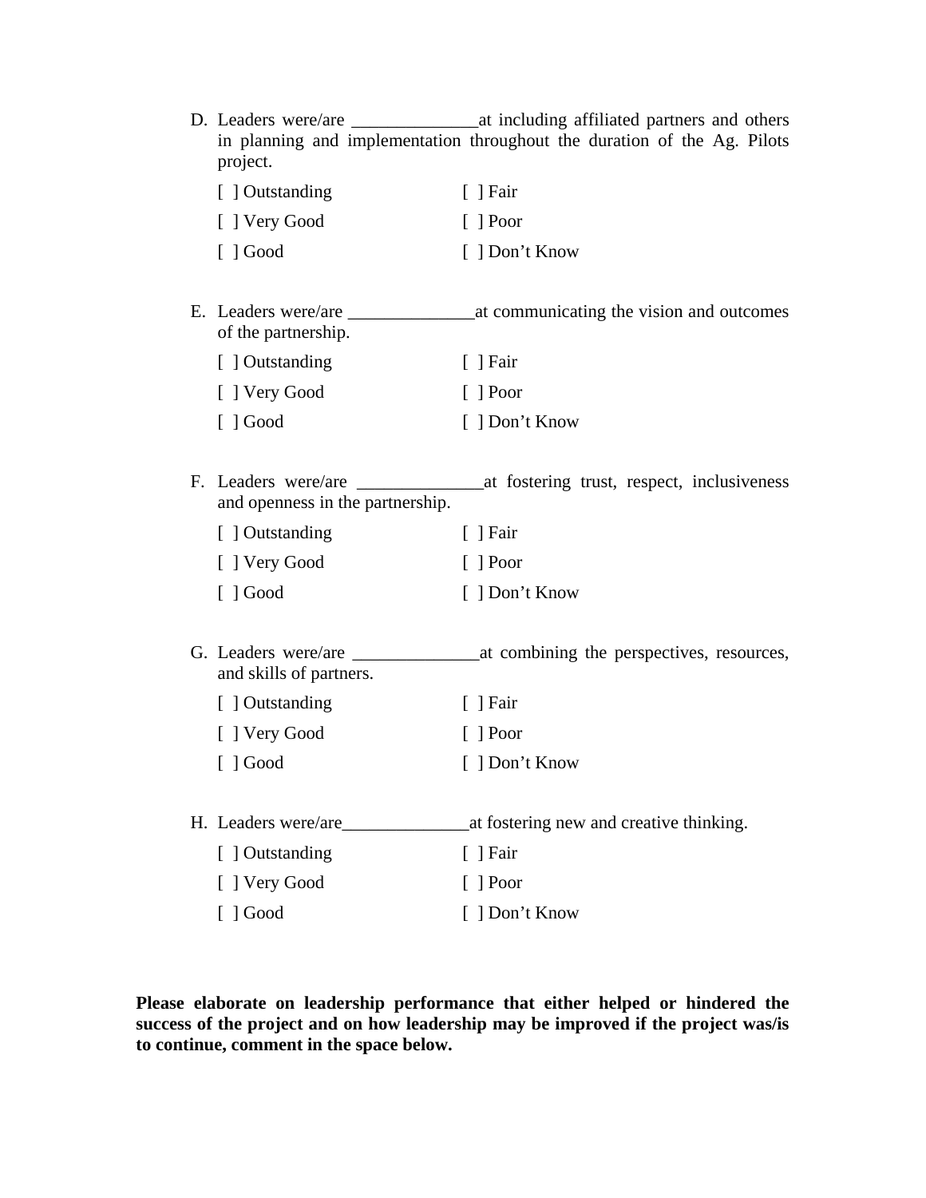D. Leaders were/are ______________at including affiliated partners and others in planning and implementation throughout the duration of the Ag. Pilots project.

[ ] Outstanding [ ] Fair
[ ] Very Good [ ] Poor
[ ] Good [ ] Don't Know

E. Leaders were/are ______________at communicating the vision and outcomes of the partnership.

[ ] Outstanding [ ] Fair
[ ] Very Good [ ] Poor
[ ] Good [ ] Don't Know

F. Leaders were/are ______________at fostering trust, respect, inclusiveness and openness in the partnership.

[ ] Outstanding [ ] Fair
[ ] Very Good [ ] Poor
[ ] Good [ ] Don't Know

G. Leaders were/are ______________at combining the perspectives, resources, and skills of partners.

[ ] Outstanding [ ] Fair
[ ] Very Good [ ] Poor
[ ] Good [ ] Don't Know

H. Leaders were/are______________at fostering new and creative thinking.

[ ] Outstanding [ ] Fair
[ ] Very Good [ ] Poor
[ ] Good [ ] Don't Know

**Please elaborate on leadership performance that either helped or hindered the success of the project and on how leadership may be improved if the project was/is to continue, comment in the space below.**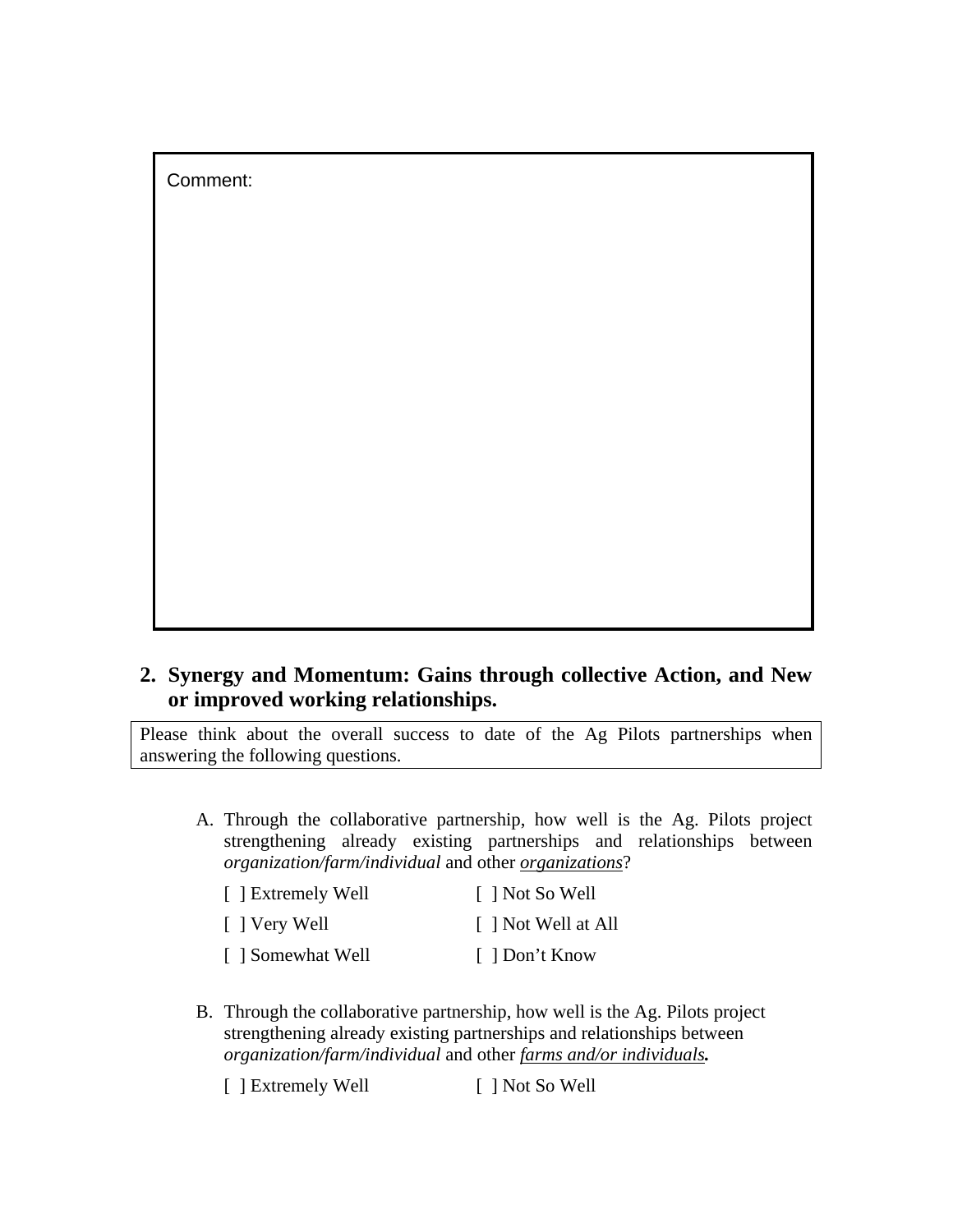Comment:

## 2. Synergy and Momentum: Gains through collective Action, and New or improved working relationships.

Please think about the overall success to date of the Ag Pilots partnerships when answering the following questions.

A. Through the collaborative partnership, how well is the Ag. Pilots project strengthening already existing partnerships and relationships between *organization/farm/individual* and other *__organizations__*?

[ ] Extremely Well    [ ] Not So Well

[ ] Very Well    [ ] Not Well at All

[ ] Somewhat Well    [ ] Don't Know

B. Through the collaborative partnership, how well is the Ag. Pilots project strengthening already existing partnerships and relationships between *organization/farm/individual* and other *__farms and/or individuals__*.

[ ] Extremely Well    [ ] Not So Well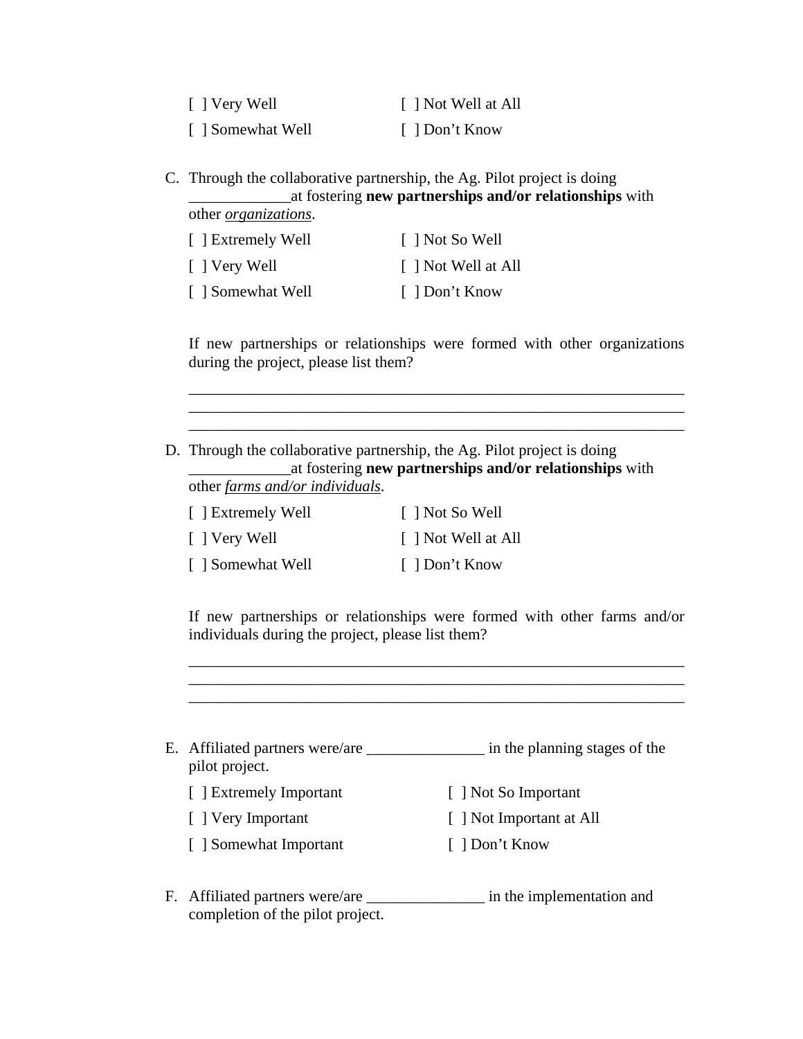[ ] Very Well [ ] Not Well at All

[ ] Somewhat Well [ ] Don't Know

C. Through the collaborative partnership, the Ag. Pilot project is doing _____________at fostering **new partnerships and/or relationships** with other *organizations*.

[ ] Extremely Well [ ] Not So Well

[ ] Very Well [ ] Not Well at All

[ ] Somewhat Well [ ] Don't Know

If new partnerships or relationships were formed with other organizations during the project, please list them?

_________________________________________________________________
_________________________________________________________________
_________________________________________________________________

D. Through the collaborative partnership, the Ag. Pilot project is doing _____________at fostering **new partnerships and/or relationships** with other *farms and/or individuals*.

[ ] Extremely Well [ ] Not So Well

[ ] Very Well [ ] Not Well at All

[ ] Somewhat Well [ ] Don't Know

If new partnerships or relationships were formed with other farms and/or individuals during the project, please list them?

_________________________________________________________________
_________________________________________________________________
_________________________________________________________________

E. Affiliated partners were/are _______________ in the planning stages of the pilot project.

[ ] Extremely Important [ ] Not So Important

[ ] Very Important [ ] Not Important at All

[ ] Somewhat Important [ ] Don't Know

F. Affiliated partners were/are _______________ in the implementation and completion of the pilot project.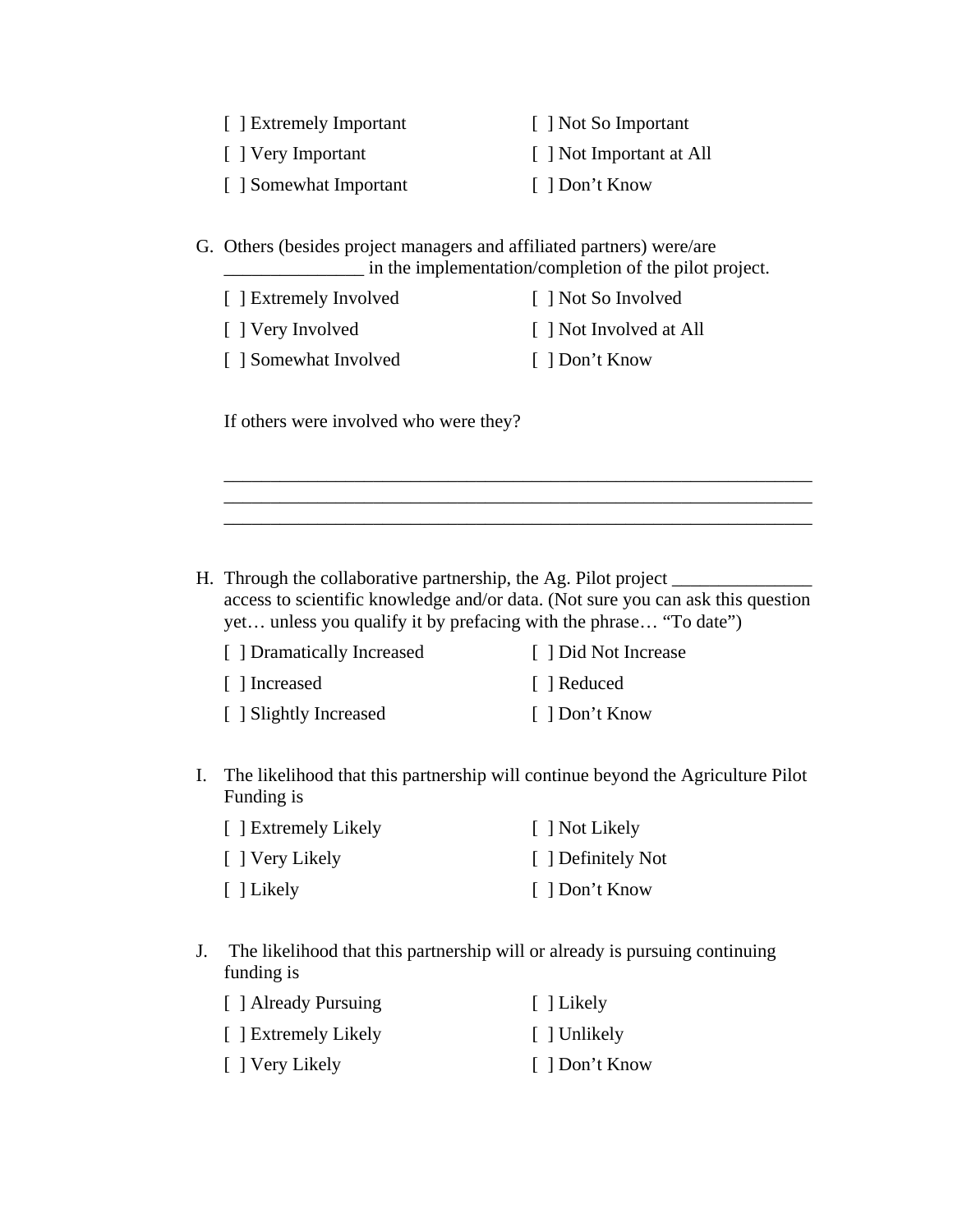[ ] Extremely Important
[ ] Very Important
[ ] Somewhat Important
[ ] Not So Important
[ ] Not Important at All
[ ] Don't Know

G. Others (besides project managers and affiliated partners) were/are _______________ in the implementation/completion of the pilot project.

[ ] Extremely Involved
[ ] Very Involved
[ ] Somewhat Involved
[ ] Not So Involved
[ ] Not Involved at All
[ ] Don't Know

If others were involved who were they?

_________________________________________________________________
_________________________________________________________________
_________________________________________________________________

H. Through the collaborative partnership, the Ag. Pilot project _______________ access to scientific knowledge and/or data. (Not sure you can ask this question yet… unless you qualify it by prefacing with the phrase… "To date")

[ ] Dramatically Increased
[ ] Increased
[ ] Slightly Increased
[ ] Did Not Increase
[ ] Reduced
[ ] Don't Know

I. The likelihood that this partnership will continue beyond the Agriculture Pilot Funding is

[ ] Extremely Likely
[ ] Very Likely
[ ] Likely
[ ] Not Likely
[ ] Definitely Not
[ ] Don't Know

J. The likelihood that this partnership will or already is pursuing continuing funding is

[ ] Already Pursuing
[ ] Extremely Likely
[ ] Very Likely
[ ] Likely
[ ] Unlikely
[ ] Don't Know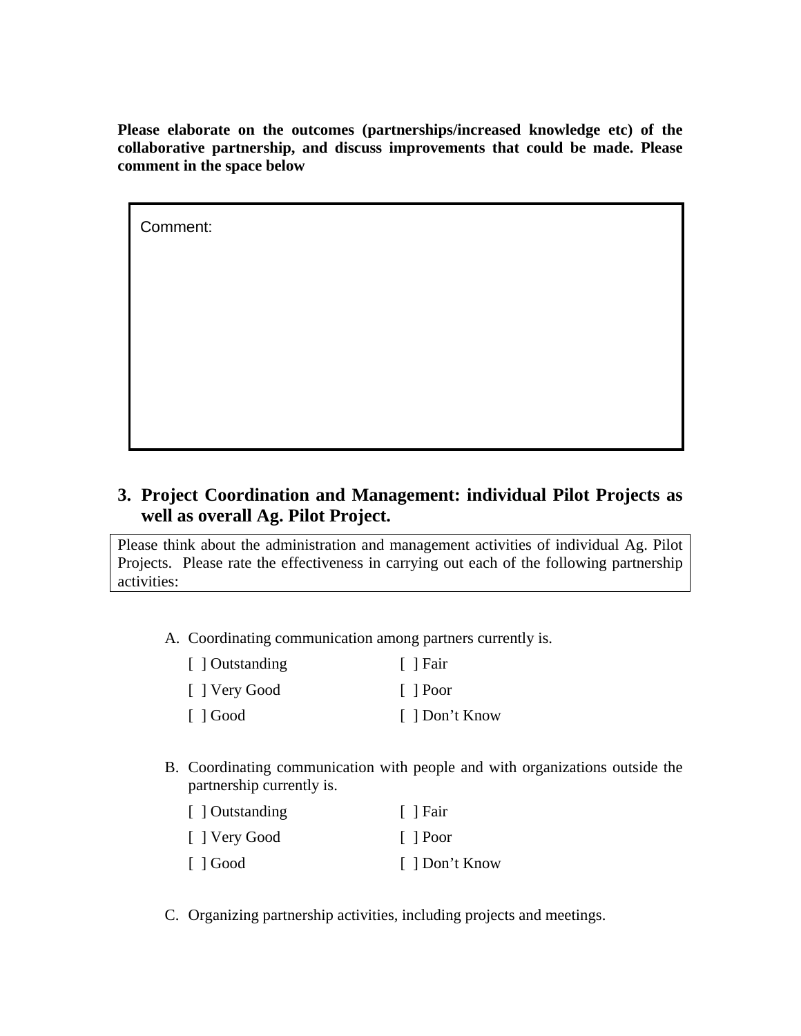**Please elaborate on the outcomes (partnerships/increased knowledge etc) of the collaborative partnership, and discuss improvements that could be made. Please comment in the space below**

Comment:

## 3. Project Coordination and Management: individual Pilot Projects as well as overall Ag. Pilot Project.

Please think about the administration and management activities of individual Ag. Pilot Projects. Please rate the effectiveness in carrying out each of the following partnership activities:

A. Coordinating communication among partners currently is.

[ ] Outstanding  [ ] Fair

[ ] Very Good  [ ] Poor

[ ] Good  [ ] Don't Know

B. Coordinating communication with people and with organizations outside the partnership currently is.

[ ] Outstanding  [ ] Fair

[ ] Very Good  [ ] Poor

[ ] Good  [ ] Don't Know

C. Organizing partnership activities, including projects and meetings.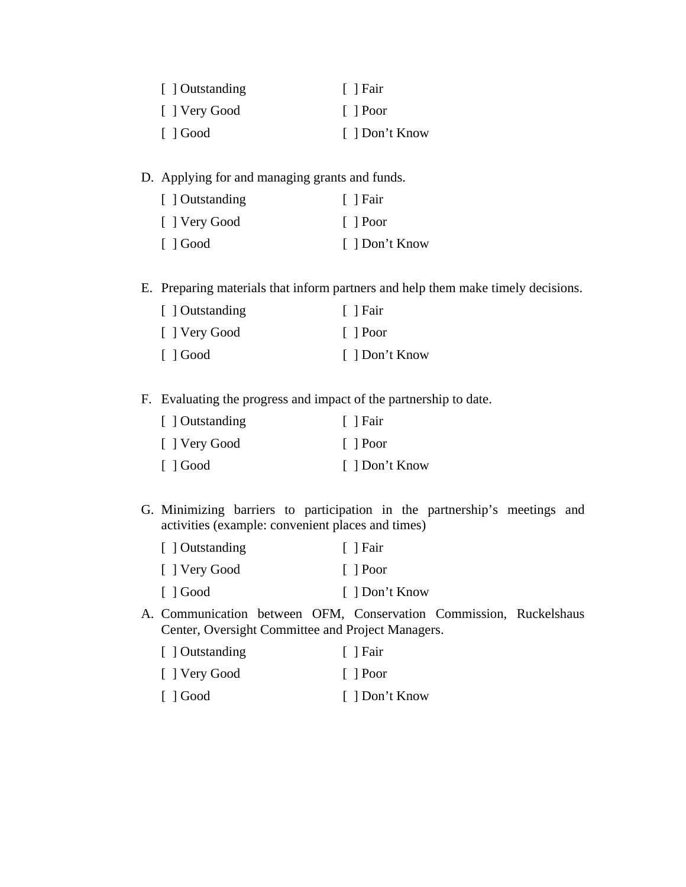[ ] Outstanding [ ] Fair

[ ] Very Good [ ] Poor

[ ] Good [ ] Don't Know

D. Applying for and managing grants and funds.

[ ] Outstanding [ ] Fair

[ ] Very Good [ ] Poor

[ ] Good [ ] Don't Know

E. Preparing materials that inform partners and help them make timely decisions.

[ ] Outstanding [ ] Fair

[ ] Very Good [ ] Poor

[ ] Good [ ] Don't Know

F. Evaluating the progress and impact of the partnership to date.

[ ] Outstanding [ ] Fair

[ ] Very Good [ ] Poor

[ ] Good [ ] Don't Know

G. Minimizing barriers to participation in the partnership's meetings and activities (example: convenient places and times)

[ ] Outstanding [ ] Fair

[ ] Very Good [ ] Poor

[ ] Good [ ] Don't Know

A. Communication between OFM, Conservation Commission, Ruckelshaus Center, Oversight Committee and Project Managers.

[ ] Outstanding [ ] Fair

[ ] Very Good [ ] Poor

[ ] Good [ ] Don't Know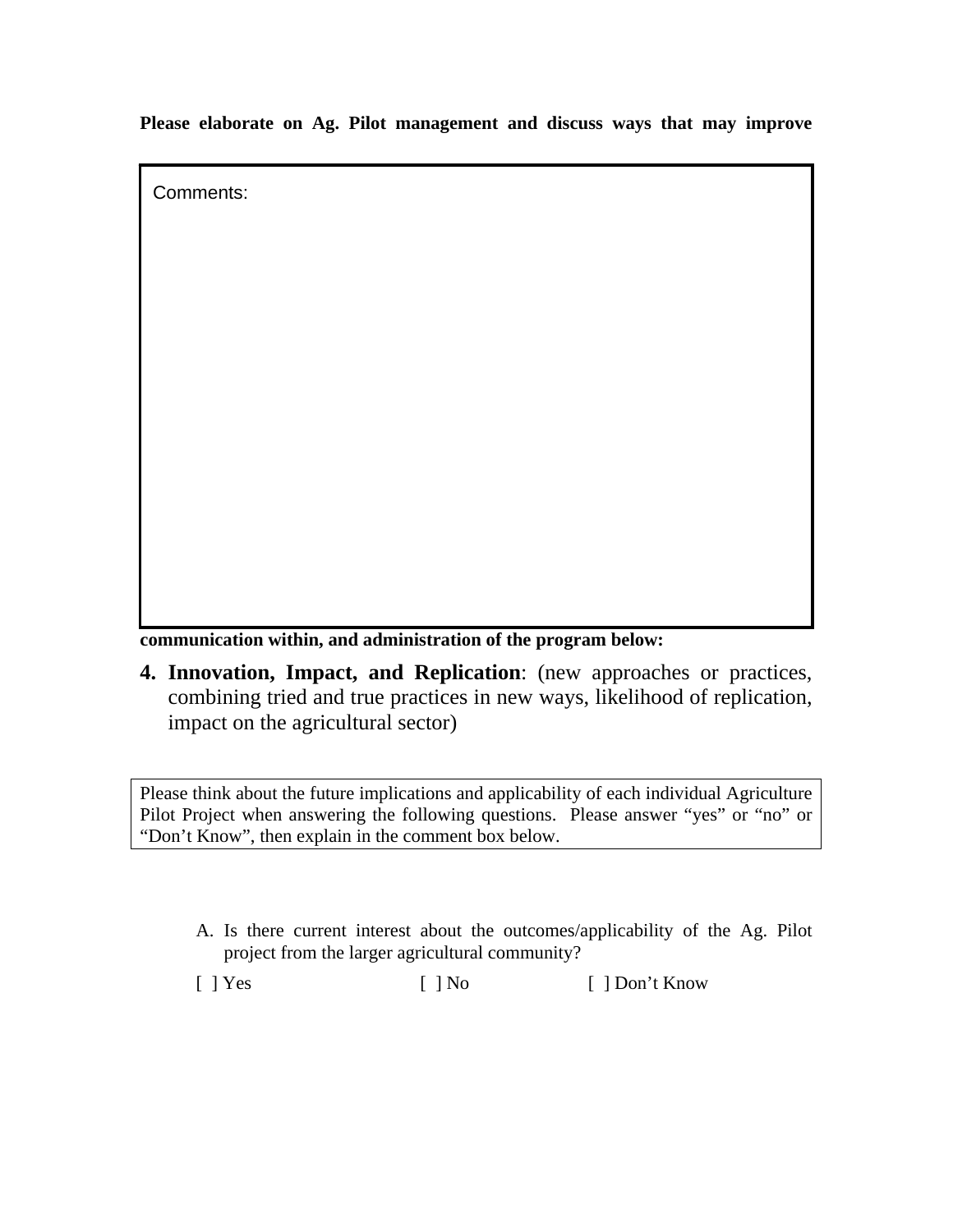**Please elaborate on Ag. Pilot management and discuss ways that may improve communication within, and administration of the program below:**

Comments:

**4. Innovation, Impact, and Replication**: (new approaches or practices, combining tried and true practices in new ways, likelihood of replication, impact on the agricultural sector)

Please think about the future implications and applicability of each individual Agriculture Pilot Project when answering the following questions. Please answer "yes" or "no" or "Don't Know", then explain in the comment box below.

A. Is there current interest about the outcomes/applicability of the Ag. Pilot project from the larger agricultural community?

[ ] Yes [ ] No [ ] Don't Know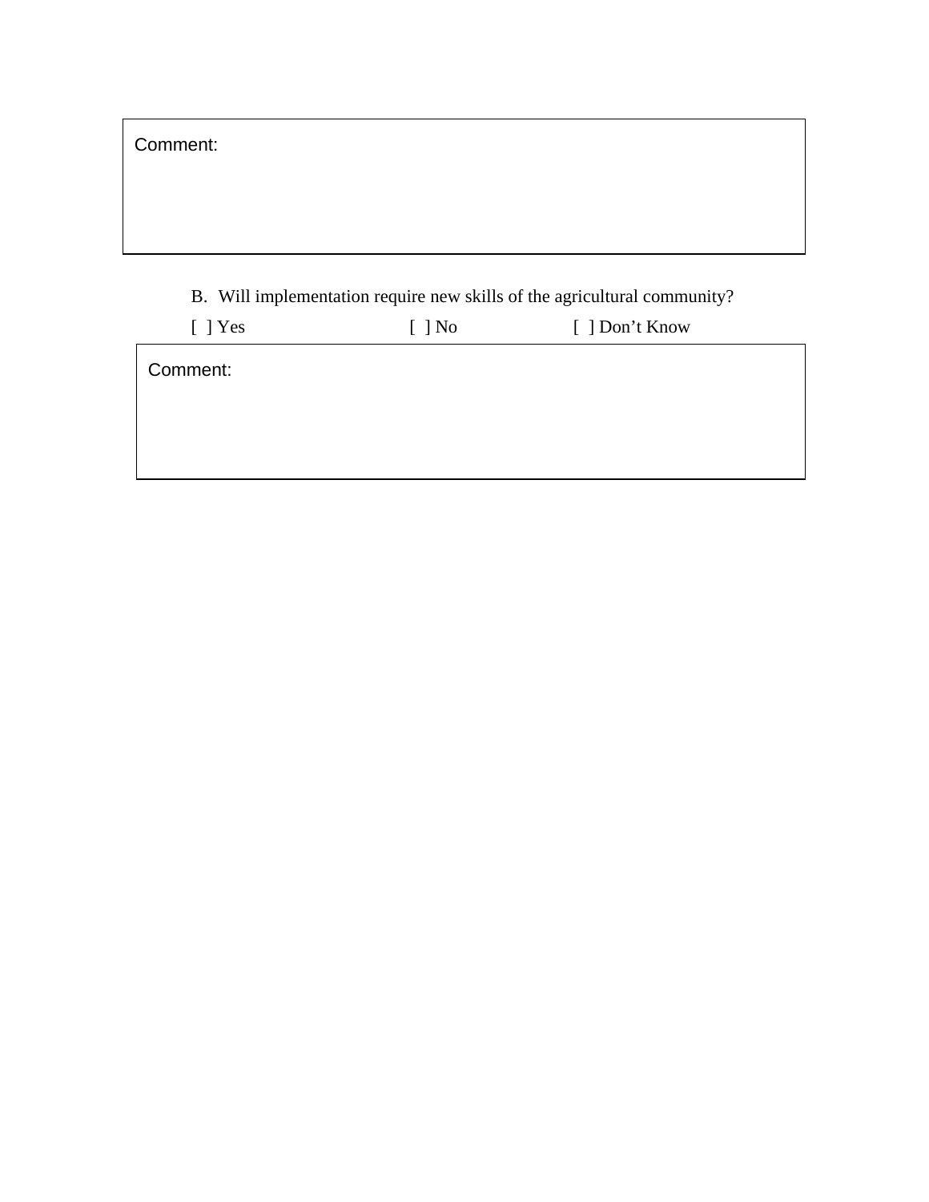Comment:

B. Will implementation require new skills of the agricultural community?

[  ] Yes    [  ] No    [  ] Don't Know

Comment: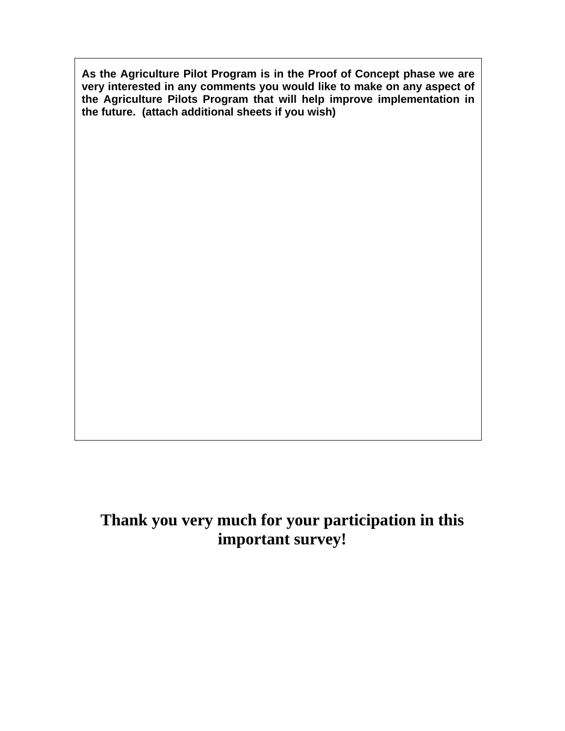**As the Agriculture Pilot Program is in the Proof of Concept phase we are very interested in any comments you would like to make on any aspect of the Agriculture Pilots Program that will help improve implementation in the future. (attach additional sheets if you wish)**

**Thank you very much for your participation in this important survey!**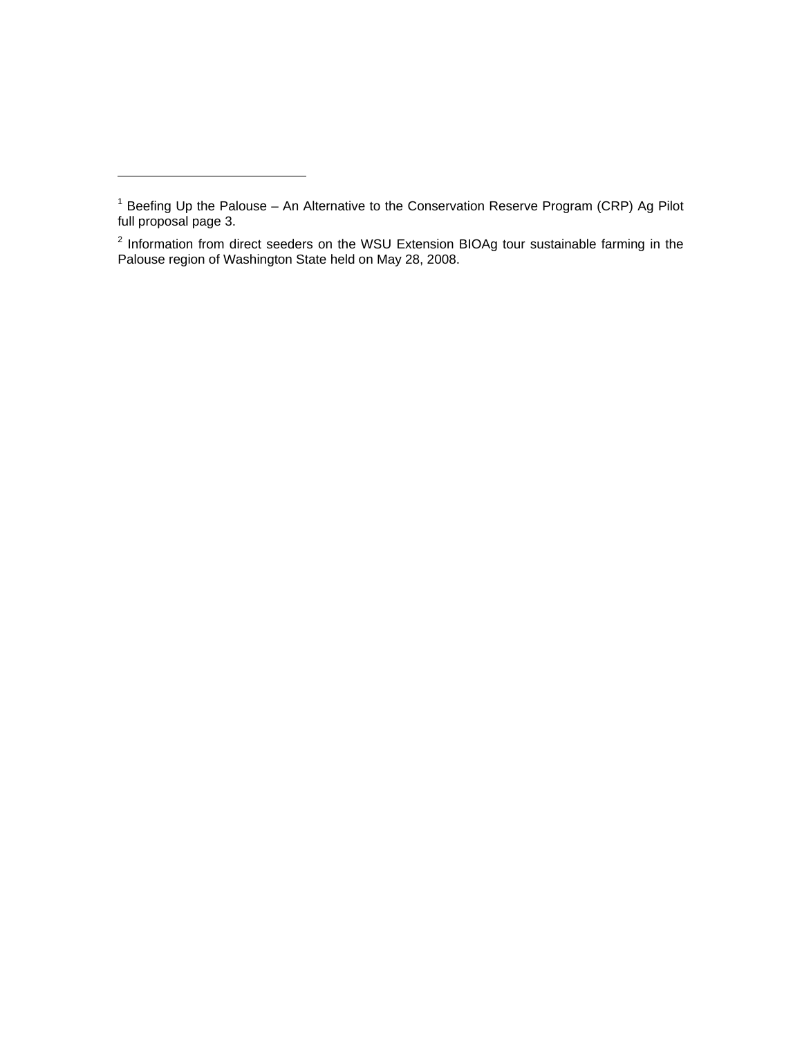---

[1] Beefing Up the Palouse – An Alternative to the Conservation Reserve Program (CRP) Ag Pilot full proposal page 3.

[2] Information from direct seeders on the WSU Extension BIOAg tour sustainable farming in the Palouse region of Washington State held on May 28, 2008.